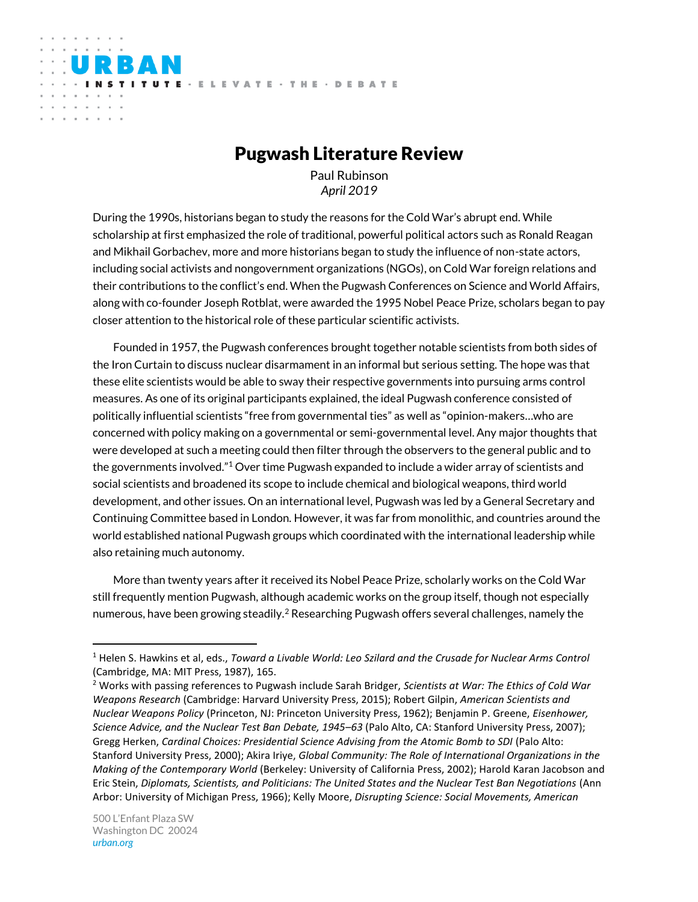URBAN INSTITUTE · ELEVATE · THE · DEBATE

# Pugwash Literature Review

Paul Rubinson
*April 2019*

During the 1990s, historians began to study the reasons for the Cold War's abrupt end. While scholarship at first emphasized the role of traditional, powerful political actors such as Ronald Reagan and Mikhail Gorbachev, more and more historians began to study the influence of non-state actors, including social activists and nongovernment organizations (NGOs), on Cold War foreign relations and their contributions to the conflict's end. When the Pugwash Conferences on Science and World Affairs, along with co-founder Joseph Rotblat, were awarded the 1995 Nobel Peace Prize, scholars began to pay closer attention to the historical role of these particular scientific activists.

Founded in 1957, the Pugwash conferences brought together notable scientists from both sides of the Iron Curtain to discuss nuclear disarmament in an informal but serious setting. The hope was that these elite scientists would be able to sway their respective governments into pursuing arms control measures. As one of its original participants explained, the ideal Pugwash conference consisted of politically influential scientists "free from governmental ties" as well as "opinion-makers…who are concerned with policy making on a governmental or semi-governmental level. Any major thoughts that were developed at such a meeting could then filter through the observers to the general public and to the governments involved."[1] Over time Pugwash expanded to include a wider array of scientists and social scientists and broadened its scope to include chemical and biological weapons, third world development, and other issues. On an international level, Pugwash was led by a General Secretary and Continuing Committee based in London. However, it was far from monolithic, and countries around the world established national Pugwash groups which coordinated with the international leadership while also retaining much autonomy.

More than twenty years after it received its Nobel Peace Prize, scholarly works on the Cold War still frequently mention Pugwash, although academic works on the group itself, though not especially numerous, have been growing steadily.[2] Researching Pugwash offers several challenges, namely the

---

[1] Helen S. Hawkins et al, eds., *Toward a Livable World: Leo Szilard and the Crusade for Nuclear Arms Control* (Cambridge, MA: MIT Press, 1987), 165.

[2] Works with passing references to Pugwash include Sarah Bridger, *Scientists at War: The Ethics of Cold War Weapons Research* (Cambridge: Harvard University Press, 2015); Robert Gilpin, *American Scientists and Nuclear Weapons Policy* (Princeton, NJ: Princeton University Press, 1962); Benjamin P. Greene, *Eisenhower, Science Advice, and the Nuclear Test Ban Debate, 1945–63* (Palo Alto, CA: Stanford University Press, 2007); Gregg Herken, *Cardinal Choices: Presidential Science Advising from the Atomic Bomb to SDI* (Palo Alto: Stanford University Press, 2000); Akira Iriye, *Global Community: The Role of International Organizations in the Making of the Contemporary World* (Berkeley: University of California Press, 2002); Harold Karan Jacobson and Eric Stein, *Diplomats, Scientists, and Politicians: The United States and the Nuclear Test Ban Negotiations* (Ann Arbor: University of Michigan Press, 1966); Kelly Moore, *Disrupting Science: Social Movements, American*

500 L'Enfant Plaza SW
Washington DC 20024
*urban.org*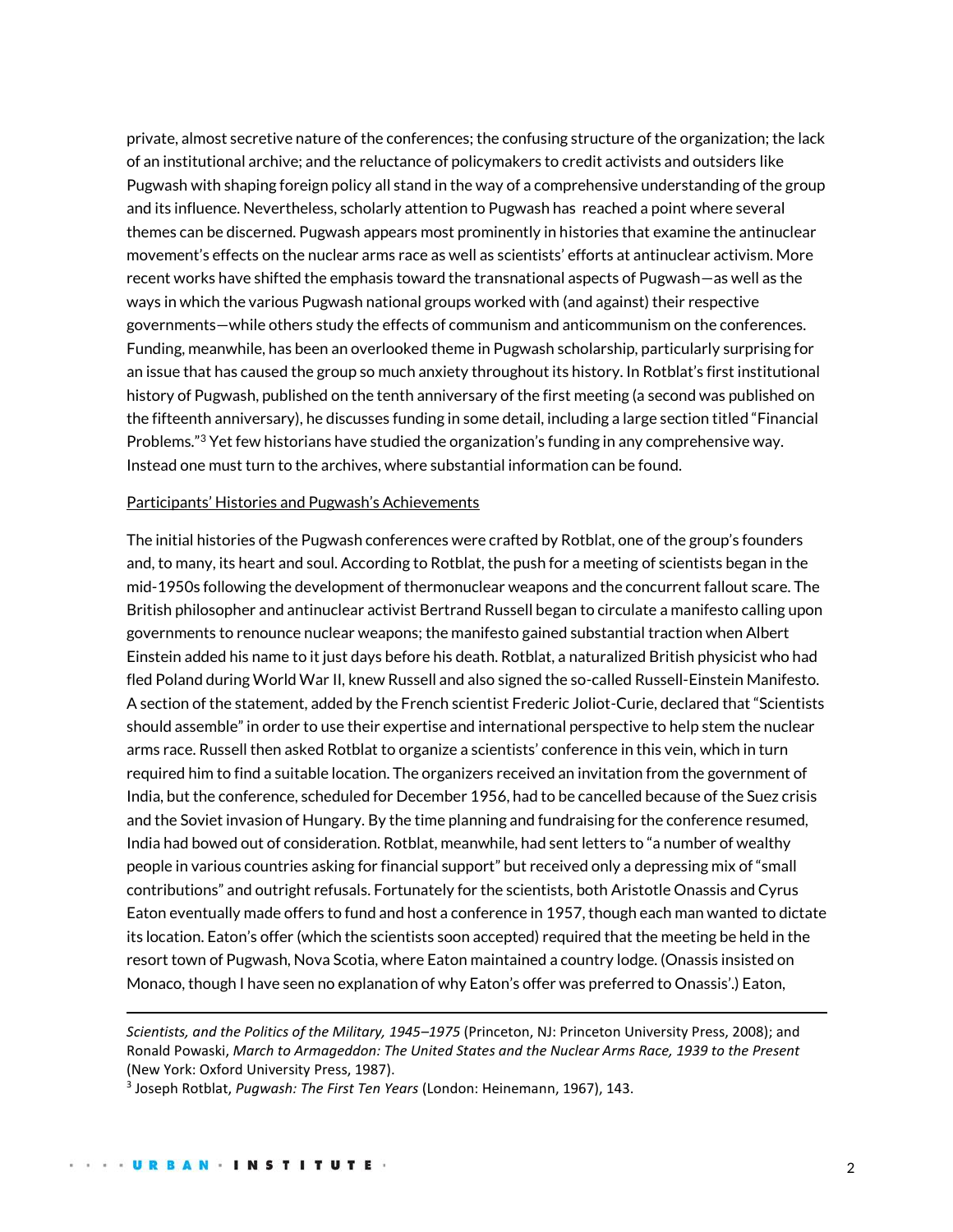private, almost secretive nature of the conferences; the confusing structure of the organization; the lack of an institutional archive; and the reluctance of policymakers to credit activists and outsiders like Pugwash with shaping foreign policy all stand in the way of a comprehensive understanding of the group and its influence. Nevertheless, scholarly attention to Pugwash has reached a point where several themes can be discerned. Pugwash appears most prominently in histories that examine the antinuclear movement's effects on the nuclear arms race as well as scientists' efforts at antinuclear activism. More recent works have shifted the emphasis toward the transnational aspects of Pugwash—as well as the ways in which the various Pugwash national groups worked with (and against) their respective governments—while others study the effects of communism and anticommunism on the conferences. Funding, meanwhile, has been an overlooked theme in Pugwash scholarship, particularly surprising for an issue that has caused the group so much anxiety throughout its history. In Rotblat's first institutional history of Pugwash, published on the tenth anniversary of the first meeting (a second was published on the fifteenth anniversary), he discusses funding in some detail, including a large section titled "Financial Problems."[3] Yet few historians have studied the organization's funding in any comprehensive way. Instead one must turn to the archives, where substantial information can be found.

<u>Participants' Histories and Pugwash's Achievements</u>

The initial histories of the Pugwash conferences were crafted by Rotblat, one of the group's founders and, to many, its heart and soul. According to Rotblat, the push for a meeting of scientists began in the mid-1950s following the development of thermonuclear weapons and the concurrent fallout scare. The British philosopher and antinuclear activist Bertrand Russell began to circulate a manifesto calling upon governments to renounce nuclear weapons; the manifesto gained substantial traction when Albert Einstein added his name to it just days before his death. Rotblat, a naturalized British physicist who had fled Poland during World War II, knew Russell and also signed the so-called Russell-Einstein Manifesto. A section of the statement, added by the French scientist Frederic Joliot-Curie, declared that "Scientists should assemble" in order to use their expertise and international perspective to help stem the nuclear arms race. Russell then asked Rotblat to organize a scientists' conference in this vein, which in turn required him to find a suitable location. The organizers received an invitation from the government of India, but the conference, scheduled for December 1956, had to be cancelled because of the Suez crisis and the Soviet invasion of Hungary. By the time planning and fundraising for the conference resumed, India had bowed out of consideration. Rotblat, meanwhile, had sent letters to "a number of wealthy people in various countries asking for financial support" but received only a depressing mix of "small contributions" and outright refusals. Fortunately for the scientists, both Aristotle Onassis and Cyrus Eaton eventually made offers to fund and host a conference in 1957, though each man wanted to dictate its location. Eaton's offer (which the scientists soon accepted) required that the meeting be held in the resort town of Pugwash, Nova Scotia, where Eaton maintained a country lodge. (Onassis insisted on Monaco, though I have seen no explanation of why Eaton's offer was preferred to Onassis'.) Eaton,

*Scientists, and the Politics of the Military, 1945–1975* (Princeton, NJ: Princeton University Press, 2008); and Ronald Powaski, *March to Armageddon: The United States and the Nuclear Arms Race, 1939 to the Present* (New York: Oxford University Press, 1987).

[3] Joseph Rotblat, *Pugwash: The First Ten Years* (London: Heinemann, 1967), 143.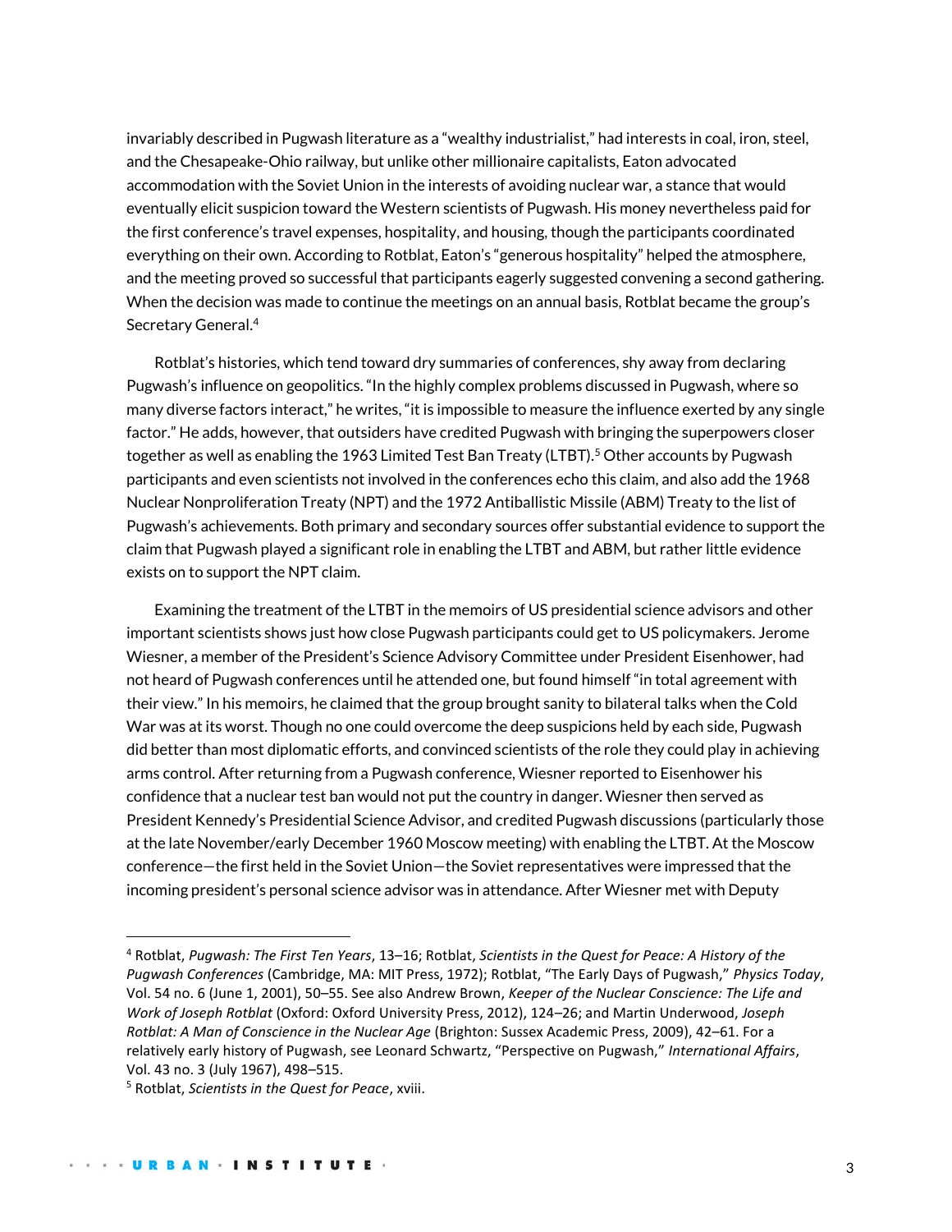invariably described in Pugwash literature as a "wealthy industrialist," had interests in coal, iron, steel, and the Chesapeake-Ohio railway, but unlike other millionaire capitalists, Eaton advocated accommodation with the Soviet Union in the interests of avoiding nuclear war, a stance that would eventually elicit suspicion toward the Western scientists of Pugwash. His money nevertheless paid for the first conference's travel expenses, hospitality, and housing, though the participants coordinated everything on their own. According to Rotblat, Eaton's "generous hospitality" helped the atmosphere, and the meeting proved so successful that participants eagerly suggested convening a second gathering. When the decision was made to continue the meetings on an annual basis, Rotblat became the group's Secretary General.[4]

Rotblat's histories, which tend toward dry summaries of conferences, shy away from declaring Pugwash's influence on geopolitics. "In the highly complex problems discussed in Pugwash, where so many diverse factors interact," he writes, "it is impossible to measure the influence exerted by any single factor." He adds, however, that outsiders have credited Pugwash with bringing the superpowers closer together as well as enabling the 1963 Limited Test Ban Treaty (LTBT).[5] Other accounts by Pugwash participants and even scientists not involved in the conferences echo this claim, and also add the 1968 Nuclear Nonproliferation Treaty (NPT) and the 1972 Antiballistic Missile (ABM) Treaty to the list of Pugwash's achievements. Both primary and secondary sources offer substantial evidence to support the claim that Pugwash played a significant role in enabling the LTBT and ABM, but rather little evidence exists on to support the NPT claim.

Examining the treatment of the LTBT in the memoirs of US presidential science advisors and other important scientists shows just how close Pugwash participants could get to US policymakers. Jerome Wiesner, a member of the President's Science Advisory Committee under President Eisenhower, had not heard of Pugwash conferences until he attended one, but found himself "in total agreement with their view." In his memoirs, he claimed that the group brought sanity to bilateral talks when the Cold War was at its worst. Though no one could overcome the deep suspicions held by each side, Pugwash did better than most diplomatic efforts, and convinced scientists of the role they could play in achieving arms control. After returning from a Pugwash conference, Wiesner reported to Eisenhower his confidence that a nuclear test ban would not put the country in danger. Wiesner then served as President Kennedy's Presidential Science Advisor, and credited Pugwash discussions (particularly those at the late November/early December 1960 Moscow meeting) with enabling the LTBT. At the Moscow conference—the first held in the Soviet Union—the Soviet representatives were impressed that the incoming president's personal science advisor was in attendance. After Wiesner met with Deputy

---

[4] Rotblat, *Pugwash: The First Ten Years*, 13–16; Rotblat, *Scientists in the Quest for Peace: A History of the Pugwash Conferences* (Cambridge, MA: MIT Press, 1972); Rotblat, "The Early Days of Pugwash," *Physics Today*, Vol. 54 no. 6 (June 1, 2001), 50–55. See also Andrew Brown, *Keeper of the Nuclear Conscience: The Life and Work of Joseph Rotblat* (Oxford: Oxford University Press, 2012), 124–26; and Martin Underwood, *Joseph Rotblat: A Man of Conscience in the Nuclear Age* (Brighton: Sussex Academic Press, 2009), 42–61. For a relatively early history of Pugwash, see Leonard Schwartz, "Perspective on Pugwash," *International Affairs*, Vol. 43 no. 3 (July 1967), 498–515.

[5] Rotblat, *Scientists in the Quest for Peace*, xviii.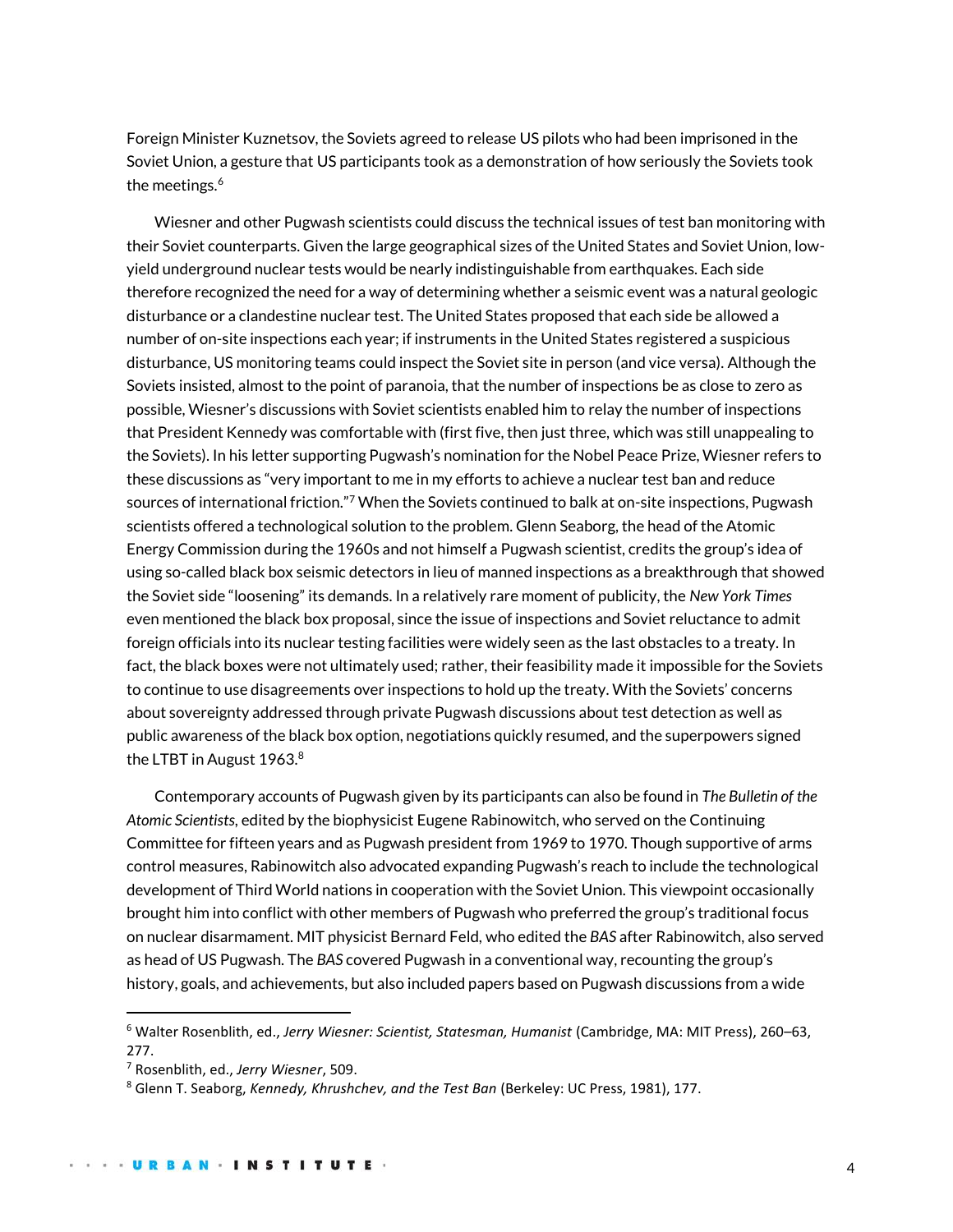Foreign Minister Kuznetsov, the Soviets agreed to release US pilots who had been imprisoned in the Soviet Union, a gesture that US participants took as a demonstration of how seriously the Soviets took the meetings.[6]

Wiesner and other Pugwash scientists could discuss the technical issues of test ban monitoring with their Soviet counterparts. Given the large geographical sizes of the United States and Soviet Union, low-yield underground nuclear tests would be nearly indistinguishable from earthquakes. Each side therefore recognized the need for a way of determining whether a seismic event was a natural geologic disturbance or a clandestine nuclear test. The United States proposed that each side be allowed a number of on-site inspections each year; if instruments in the United States registered a suspicious disturbance, US monitoring teams could inspect the Soviet site in person (and vice versa). Although the Soviets insisted, almost to the point of paranoia, that the number of inspections be as close to zero as possible, Wiesner's discussions with Soviet scientists enabled him to relay the number of inspections that President Kennedy was comfortable with (first five, then just three, which was still unappealing to the Soviets). In his letter supporting Pugwash's nomination for the Nobel Peace Prize, Wiesner refers to these discussions as "very important to me in my efforts to achieve a nuclear test ban and reduce sources of international friction."[7] When the Soviets continued to balk at on-site inspections, Pugwash scientists offered a technological solution to the problem. Glenn Seaborg, the head of the Atomic Energy Commission during the 1960s and not himself a Pugwash scientist, credits the group's idea of using so-called black box seismic detectors in lieu of manned inspections as a breakthrough that showed the Soviet side "loosening" its demands. In a relatively rare moment of publicity, the *New York Times* even mentioned the black box proposal, since the issue of inspections and Soviet reluctance to admit foreign officials into its nuclear testing facilities were widely seen as the last obstacles to a treaty. In fact, the black boxes were not ultimately used; rather, their feasibility made it impossible for the Soviets to continue to use disagreements over inspections to hold up the treaty. With the Soviets' concerns about sovereignty addressed through private Pugwash discussions about test detection as well as public awareness of the black box option, negotiations quickly resumed, and the superpowers signed the LTBT in August 1963.[8]

Contemporary accounts of Pugwash given by its participants can also be found in *The Bulletin of the Atomic Scientists*, edited by the biophysicist Eugene Rabinowitch, who served on the Continuing Committee for fifteen years and as Pugwash president from 1969 to 1970. Though supportive of arms control measures, Rabinowitch also advocated expanding Pugwash's reach to include the technological development of Third World nations in cooperation with the Soviet Union. This viewpoint occasionally brought him into conflict with other members of Pugwash who preferred the group's traditional focus on nuclear disarmament. MIT physicist Bernard Feld, who edited the *BAS* after Rabinowitch, also served as head of US Pugwash. The *BAS* covered Pugwash in a conventional way, recounting the group's history, goals, and achievements, but also included papers based on Pugwash discussions from a wide

---

[6] Walter Rosenblith, ed., *Jerry Wiesner: Scientist, Statesman, Humanist* (Cambridge, MA: MIT Press), 260–63, 277.

[7] Rosenblith, ed., *Jerry Wiesner*, 509.

[8] Glenn T. Seaborg, *Kennedy, Khrushchev, and the Test Ban* (Berkeley: UC Press, 1981), 177.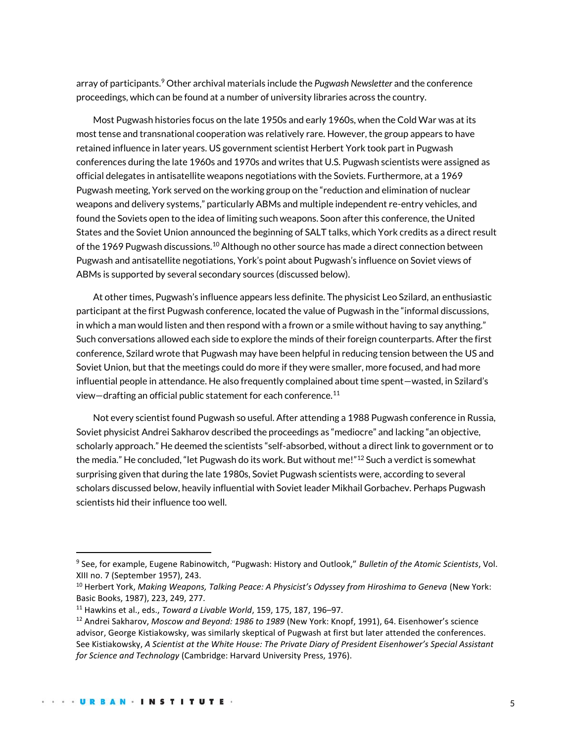array of participants.[9] Other archival materials include the *Pugwash Newsletter* and the conference proceedings, which can be found at a number of university libraries across the country.

Most Pugwash histories focus on the late 1950s and early 1960s, when the Cold War was at its most tense and transnational cooperation was relatively rare. However, the group appears to have retained influence in later years. US government scientist Herbert York took part in Pugwash conferences during the late 1960s and 1970s and writes that U.S. Pugwash scientists were assigned as official delegates in antisatellite weapons negotiations with the Soviets. Furthermore, at a 1969 Pugwash meeting, York served on the working group on the "reduction and elimination of nuclear weapons and delivery systems," particularly ABMs and multiple independent re-entry vehicles, and found the Soviets open to the idea of limiting such weapons. Soon after this conference, the United States and the Soviet Union announced the beginning of SALT talks, which York credits as a direct result of the 1969 Pugwash discussions.[10] Although no other source has made a direct connection between Pugwash and antisatellite negotiations, York's point about Pugwash's influence on Soviet views of ABMs is supported by several secondary sources (discussed below).

At other times, Pugwash's influence appears less definite. The physicist Leo Szilard, an enthusiastic participant at the first Pugwash conference, located the value of Pugwash in the "informal discussions, in which a man would listen and then respond with a frown or a smile without having to say anything." Such conversations allowed each side to explore the minds of their foreign counterparts. After the first conference, Szilard wrote that Pugwash may have been helpful in reducing tension between the US and Soviet Union, but that the meetings could do more if they were smaller, more focused, and had more influential people in attendance. He also frequently complained about time spent—wasted, in Szilard's view—drafting an official public statement for each conference.[11]

Not every scientist found Pugwash so useful. After attending a 1988 Pugwash conference in Russia, Soviet physicist Andrei Sakharov described the proceedings as "mediocre" and lacking "an objective, scholarly approach." He deemed the scientists "self-absorbed, without a direct link to government or to the media." He concluded, "let Pugwash do its work. But without me!"[12] Such a verdict is somewhat surprising given that during the late 1980s, Soviet Pugwash scientists were, according to several scholars discussed below, heavily influential with Soviet leader Mikhail Gorbachev. Perhaps Pugwash scientists hid their influence too well.

---

[9] See, for example, Eugene Rabinowitch, "Pugwash: History and Outlook," *Bulletin of the Atomic Scientists*, Vol. XIII no. 7 (September 1957), 243.

[10] Herbert York, *Making Weapons, Talking Peace: A Physicist's Odyssey from Hiroshima to Geneva* (New York: Basic Books, 1987), 223, 249, 277.

[11] Hawkins et al., eds., *Toward a Livable World*, 159, 175, 187, 196–97.

[12] Andrei Sakharov, *Moscow and Beyond: 1986 to 1989* (New York: Knopf, 1991), 64. Eisenhower's science advisor, George Kistiakowsky, was similarly skeptical of Pugwash at first but later attended the conferences. See Kistiakowsky, *A Scientist at the White House: The Private Diary of President Eisenhower's Special Assistant for Science and Technology* (Cambridge: Harvard University Press, 1976).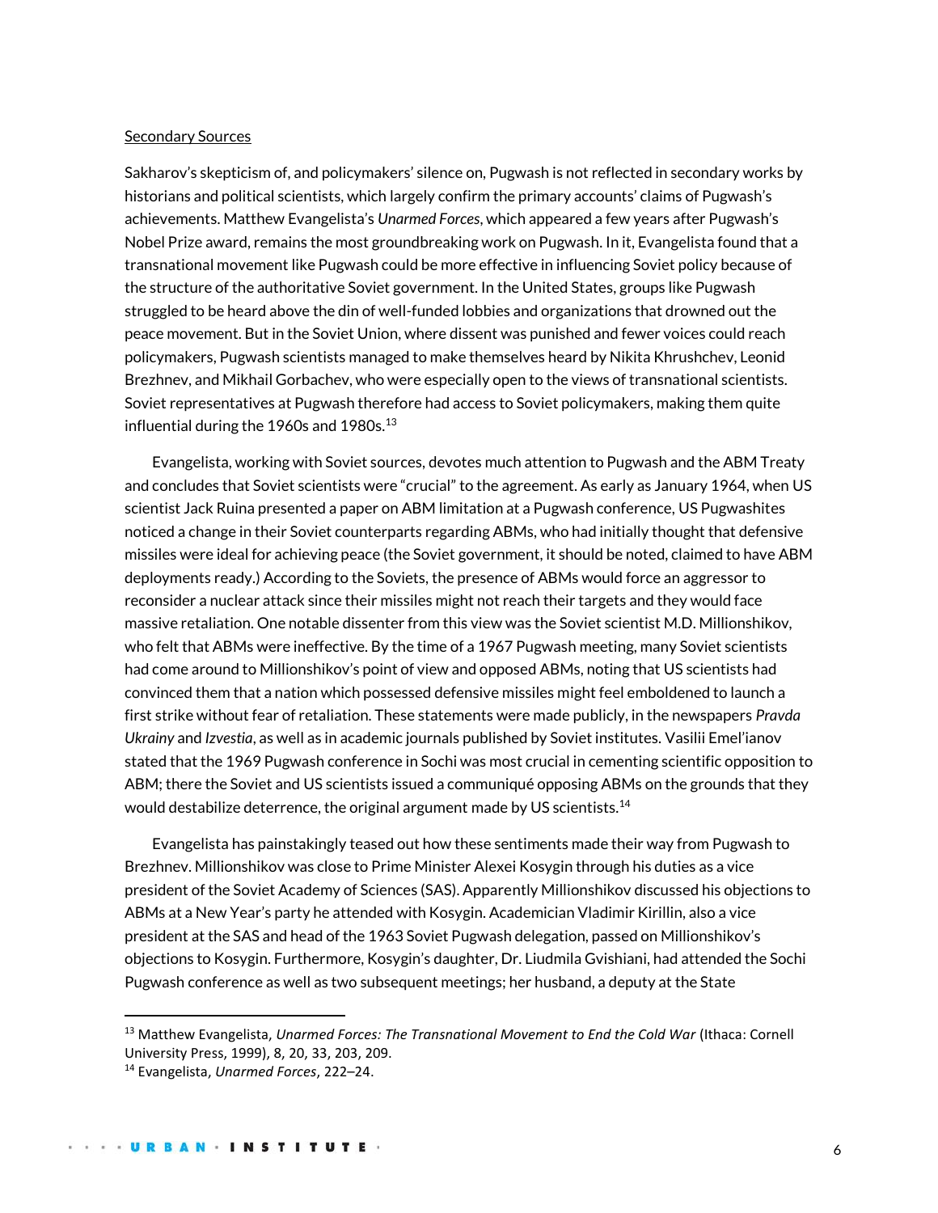Secondary Sources

Sakharov's skepticism of, and policymakers' silence on, Pugwash is not reflected in secondary works by historians and political scientists, which largely confirm the primary accounts' claims of Pugwash's achievements. Matthew Evangelista's *Unarmed Forces*, which appeared a few years after Pugwash's Nobel Prize award, remains the most groundbreaking work on Pugwash. In it, Evangelista found that a transnational movement like Pugwash could be more effective in influencing Soviet policy because of the structure of the authoritative Soviet government. In the United States, groups like Pugwash struggled to be heard above the din of well-funded lobbies and organizations that drowned out the peace movement. But in the Soviet Union, where dissent was punished and fewer voices could reach policymakers, Pugwash scientists managed to make themselves heard by Nikita Khrushchev, Leonid Brezhnev, and Mikhail Gorbachev, who were especially open to the views of transnational scientists. Soviet representatives at Pugwash therefore had access to Soviet policymakers, making them quite influential during the 1960s and 1980s.[13]

Evangelista, working with Soviet sources, devotes much attention to Pugwash and the ABM Treaty and concludes that Soviet scientists were "crucial" to the agreement. As early as January 1964, when US scientist Jack Ruina presented a paper on ABM limitation at a Pugwash conference, US Pugwashites noticed a change in their Soviet counterparts regarding ABMs, who had initially thought that defensive missiles were ideal for achieving peace (the Soviet government, it should be noted, claimed to have ABM deployments ready.) According to the Soviets, the presence of ABMs would force an aggressor to reconsider a nuclear attack since their missiles might not reach their targets and they would face massive retaliation. One notable dissenter from this view was the Soviet scientist M.D. Millionshikov, who felt that ABMs were ineffective. By the time of a 1967 Pugwash meeting, many Soviet scientists had come around to Millionshikov's point of view and opposed ABMs, noting that US scientists had convinced them that a nation which possessed defensive missiles might feel emboldened to launch a first strike without fear of retaliation. These statements were made publicly, in the newspapers *Pravda Ukrainy* and *Izvestia*, as well as in academic journals published by Soviet institutes. Vasilii Emel'ianov stated that the 1969 Pugwash conference in Sochi was most crucial in cementing scientific opposition to ABM; there the Soviet and US scientists issued a communiqué opposing ABMs on the grounds that they would destabilize deterrence, the original argument made by US scientists.[14]

Evangelista has painstakingly teased out how these sentiments made their way from Pugwash to Brezhnev. Millionshikov was close to Prime Minister Alexei Kosygin through his duties as a vice president of the Soviet Academy of Sciences (SAS). Apparently Millionshikov discussed his objections to ABMs at a New Year's party he attended with Kosygin. Academician Vladimir Kirillin, also a vice president at the SAS and head of the 1963 Soviet Pugwash delegation, passed on Millionshikov's objections to Kosygin. Furthermore, Kosygin's daughter, Dr. Liudmila Gvishiani, had attended the Sochi Pugwash conference as well as two subsequent meetings; her husband, a deputy at the State

[13] Matthew Evangelista, *Unarmed Forces: The Transnational Movement to End the Cold War* (Ithaca: Cornell University Press, 1999), 8, 20, 33, 203, 209.

[14] Evangelista, *Unarmed Forces*, 222–24.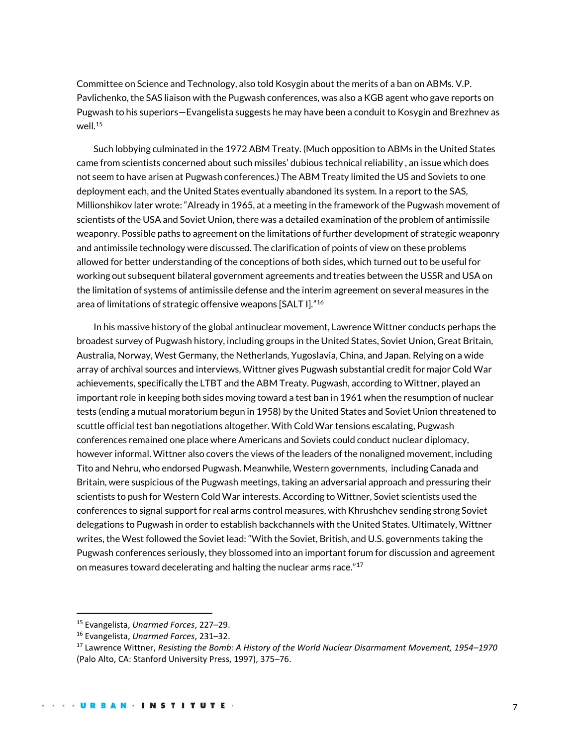Committee on Science and Technology, also told Kosygin about the merits of a ban on ABMs. V.P. Pavlichenko, the SAS liaison with the Pugwash conferences, was also a KGB agent who gave reports on Pugwash to his superiors—Evangelista suggests he may have been a conduit to Kosygin and Brezhnev as well.[15]

Such lobbying culminated in the 1972 ABM Treaty. (Much opposition to ABMs in the United States came from scientists concerned about such missiles' dubious technical reliability , an issue which does not seem to have arisen at Pugwash conferences.) The ABM Treaty limited the US and Soviets to one deployment each, and the United States eventually abandoned its system. In a report to the SAS, Millionshikov later wrote: "Already in 1965, at a meeting in the framework of the Pugwash movement of scientists of the USA and Soviet Union, there was a detailed examination of the problem of antimissile weaponry. Possible paths to agreement on the limitations of further development of strategic weaponry and antimissile technology were discussed. The clarification of points of view on these problems allowed for better understanding of the conceptions of both sides, which turned out to be useful for working out subsequent bilateral government agreements and treaties between the USSR and USA on the limitation of systems of antimissile defense and the interim agreement on several measures in the area of limitations of strategic offensive weapons [SALT I]."[16]

In his massive history of the global antinuclear movement, Lawrence Wittner conducts perhaps the broadest survey of Pugwash history, including groups in the United States, Soviet Union, Great Britain, Australia, Norway, West Germany, the Netherlands, Yugoslavia, China, and Japan. Relying on a wide array of archival sources and interviews, Wittner gives Pugwash substantial credit for major Cold War achievements, specifically the LTBT and the ABM Treaty. Pugwash, according to Wittner, played an important role in keeping both sides moving toward a test ban in 1961 when the resumption of nuclear tests (ending a mutual moratorium begun in 1958) by the United States and Soviet Union threatened to scuttle official test ban negotiations altogether. With Cold War tensions escalating, Pugwash conferences remained one place where Americans and Soviets could conduct nuclear diplomacy, however informal. Wittner also covers the views of the leaders of the nonaligned movement, including Tito and Nehru, who endorsed Pugwash. Meanwhile, Western governments, including Canada and Britain, were suspicious of the Pugwash meetings, taking an adversarial approach and pressuring their scientists to push for Western Cold War interests. According to Wittner, Soviet scientists used the conferences to signal support for real arms control measures, with Khrushchev sending strong Soviet delegations to Pugwash in order to establish backchannels with the United States. Ultimately, Wittner writes, the West followed the Soviet lead: "With the Soviet, British, and U.S. governments taking the Pugwash conferences seriously, they blossomed into an important forum for discussion and agreement on measures toward decelerating and halting the nuclear arms race."[17]

---

[15] Evangelista, *Unarmed Forces*, 227–29.

[16] Evangelista, *Unarmed Forces*, 231–32.

[17] Lawrence Wittner, *Resisting the Bomb: A History of the World Nuclear Disarmament Movement, 1954–1970* (Palo Alto, CA: Stanford University Press, 1997), 375–76.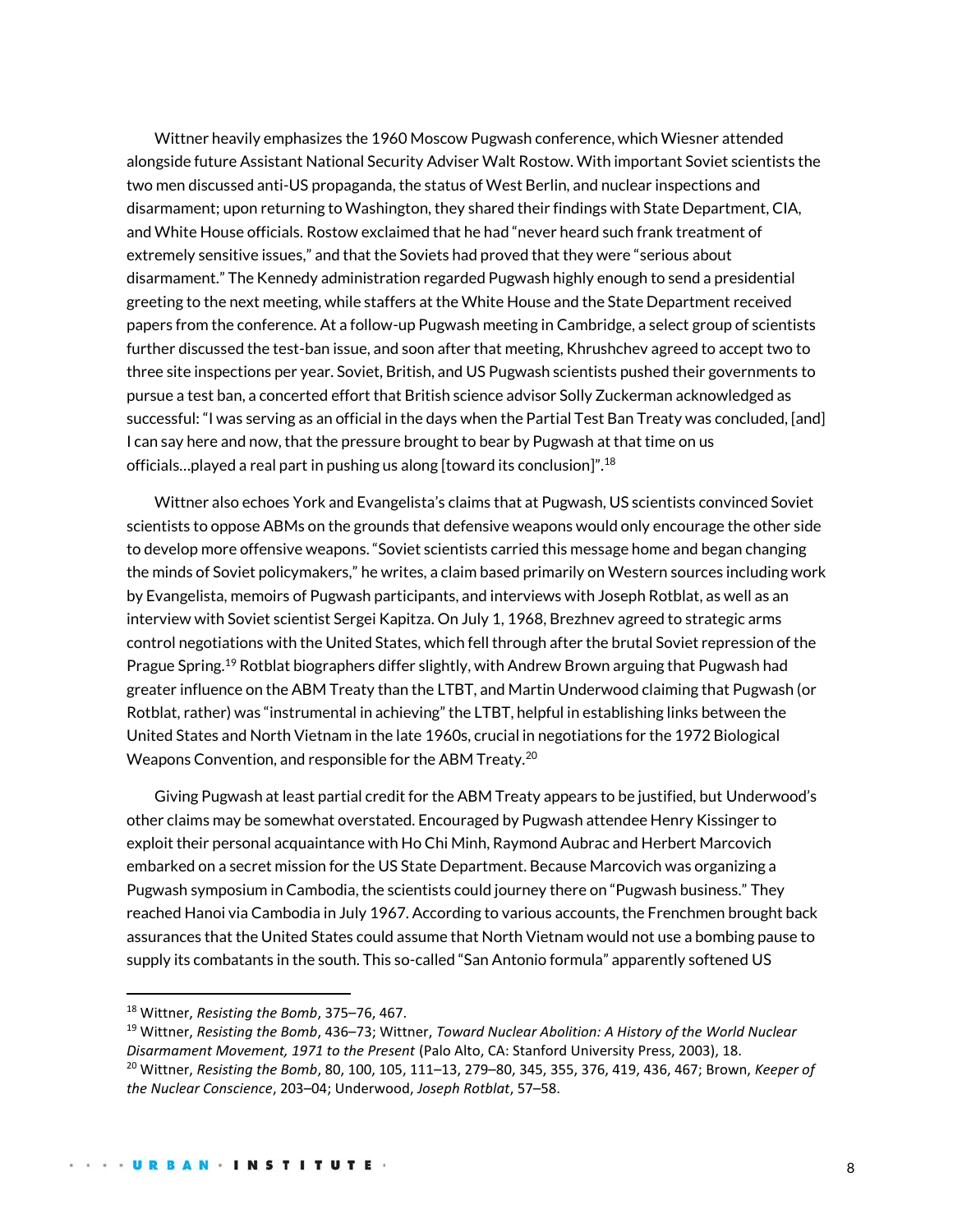Wittner heavily emphasizes the 1960 Moscow Pugwash conference, which Wiesner attended alongside future Assistant National Security Adviser Walt Rostow. With important Soviet scientists the two men discussed anti-US propaganda, the status of West Berlin, and nuclear inspections and disarmament; upon returning to Washington, they shared their findings with State Department, CIA, and White House officials. Rostow exclaimed that he had "never heard such frank treatment of extremely sensitive issues," and that the Soviets had proved that they were "serious about disarmament." The Kennedy administration regarded Pugwash highly enough to send a presidential greeting to the next meeting, while staffers at the White House and the State Department received papers from the conference. At a follow-up Pugwash meeting in Cambridge, a select group of scientists further discussed the test-ban issue, and soon after that meeting, Khrushchev agreed to accept two to three site inspections per year. Soviet, British, and US Pugwash scientists pushed their governments to pursue a test ban, a concerted effort that British science advisor Solly Zuckerman acknowledged as successful: "I was serving as an official in the days when the Partial Test Ban Treaty was concluded, [and] I can say here and now, that the pressure brought to bear by Pugwash at that time on us officials…played a real part in pushing us along [toward its conclusion]".[18]

Wittner also echoes York and Evangelista's claims that at Pugwash, US scientists convinced Soviet scientists to oppose ABMs on the grounds that defensive weapons would only encourage the other side to develop more offensive weapons. "Soviet scientists carried this message home and began changing the minds of Soviet policymakers," he writes, a claim based primarily on Western sources including work by Evangelista, memoirs of Pugwash participants, and interviews with Joseph Rotblat, as well as an interview with Soviet scientist Sergei Kapitza. On July 1, 1968, Brezhnev agreed to strategic arms control negotiations with the United States, which fell through after the brutal Soviet repression of the Prague Spring.[19] Rotblat biographers differ slightly, with Andrew Brown arguing that Pugwash had greater influence on the ABM Treaty than the LTBT, and Martin Underwood claiming that Pugwash (or Rotblat, rather) was "instrumental in achieving" the LTBT, helpful in establishing links between the United States and North Vietnam in the late 1960s, crucial in negotiations for the 1972 Biological Weapons Convention, and responsible for the ABM Treaty.[20]

Giving Pugwash at least partial credit for the ABM Treaty appears to be justified, but Underwood's other claims may be somewhat overstated. Encouraged by Pugwash attendee Henry Kissinger to exploit their personal acquaintance with Ho Chi Minh, Raymond Aubrac and Herbert Marcovich embarked on a secret mission for the US State Department. Because Marcovich was organizing a Pugwash symposium in Cambodia, the scientists could journey there on "Pugwash business." They reached Hanoi via Cambodia in July 1967. According to various accounts, the Frenchmen brought back assurances that the United States could assume that North Vietnam would not use a bombing pause to supply its combatants in the south. This so-called "San Antonio formula" apparently softened US

---

[18] Wittner, *Resisting the Bomb*, 375–76, 467.

[19] Wittner, *Resisting the Bomb*, 436–73; Wittner, *Toward Nuclear Abolition: A History of the World Nuclear Disarmament Movement, 1971 to the Present* (Palo Alto, CA: Stanford University Press, 2003), 18.

[20] Wittner, *Resisting the Bomb*, 80, 100, 105, 111–13, 279–80, 345, 355, 376, 419, 436, 467; Brown, *Keeper of the Nuclear Conscience*, 203–04; Underwood, *Joseph Rotblat*, 57–58.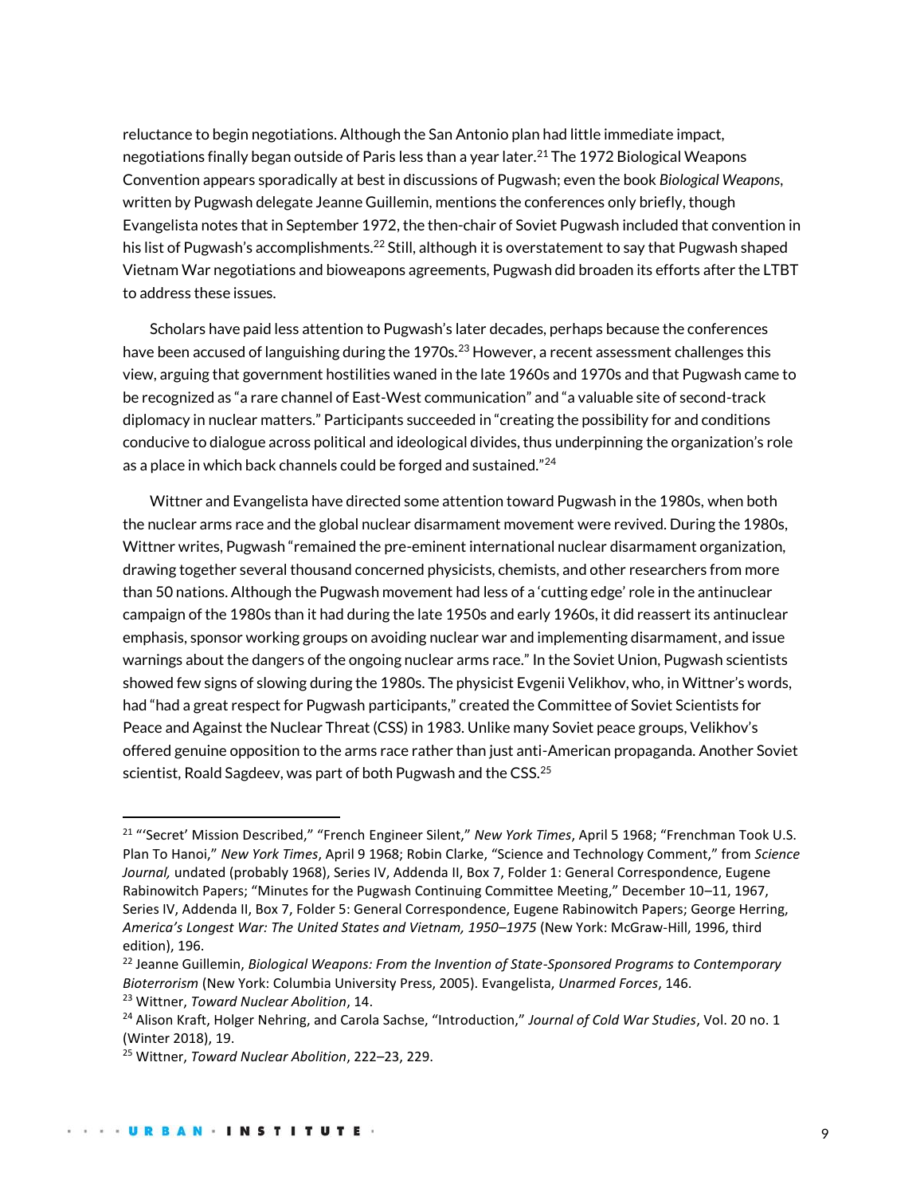reluctance to begin negotiations. Although the San Antonio plan had little immediate impact, negotiations finally began outside of Paris less than a year later.[21] The 1972 Biological Weapons Convention appears sporadically at best in discussions of Pugwash; even the book *Biological Weapons*, written by Pugwash delegate Jeanne Guillemin, mentions the conferences only briefly, though Evangelista notes that in September 1972, the then-chair of Soviet Pugwash included that convention in his list of Pugwash's accomplishments.[22] Still, although it is overstatement to say that Pugwash shaped Vietnam War negotiations and bioweapons agreements, Pugwash did broaden its efforts after the LTBT to address these issues.

Scholars have paid less attention to Pugwash's later decades, perhaps because the conferences have been accused of languishing during the 1970s.[23] However, a recent assessment challenges this view, arguing that government hostilities waned in the late 1960s and 1970s and that Pugwash came to be recognized as "a rare channel of East-West communication" and "a valuable site of second-track diplomacy in nuclear matters." Participants succeeded in "creating the possibility for and conditions conducive to dialogue across political and ideological divides, thus underpinning the organization's role as a place in which back channels could be forged and sustained."[24]

Wittner and Evangelista have directed some attention toward Pugwash in the 1980s, when both the nuclear arms race and the global nuclear disarmament movement were revived. During the 1980s, Wittner writes, Pugwash "remained the pre-eminent international nuclear disarmament organization, drawing together several thousand concerned physicists, chemists, and other researchers from more than 50 nations. Although the Pugwash movement had less of a 'cutting edge' role in the antinuclear campaign of the 1980s than it had during the late 1950s and early 1960s, it did reassert its antinuclear emphasis, sponsor working groups on avoiding nuclear war and implementing disarmament, and issue warnings about the dangers of the ongoing nuclear arms race." In the Soviet Union, Pugwash scientists showed few signs of slowing during the 1980s. The physicist Evgenii Velikhov, who, in Wittner's words, had "had a great respect for Pugwash participants," created the Committee of Soviet Scientists for Peace and Against the Nuclear Threat (CSS) in 1983. Unlike many Soviet peace groups, Velikhov's offered genuine opposition to the arms race rather than just anti-American propaganda. Another Soviet scientist, Roald Sagdeev, was part of both Pugwash and the CSS.[25]

---

[21] "'Secret' Mission Described," "French Engineer Silent," *New York Times*, April 5 1968; "Frenchman Took U.S. Plan To Hanoi," *New York Times*, April 9 1968; Robin Clarke, "Science and Technology Comment," from *Science Journal,* undated (probably 1968), Series IV, Addenda II, Box 7, Folder 1: General Correspondence, Eugene Rabinowitch Papers; "Minutes for the Pugwash Continuing Committee Meeting," December 10–11, 1967, Series IV, Addenda II, Box 7, Folder 5: General Correspondence, Eugene Rabinowitch Papers; George Herring, *America's Longest War: The United States and Vietnam, 1950–1975* (New York: McGraw-Hill, 1996, third edition), 196.

[22] Jeanne Guillemin, *Biological Weapons: From the Invention of State-Sponsored Programs to Contemporary Bioterrorism* (New York: Columbia University Press, 2005). Evangelista, *Unarmed Forces*, 146.

[23] Wittner, *Toward Nuclear Abolition*, 14.

[24] Alison Kraft, Holger Nehring, and Carola Sachse, "Introduction," *Journal of Cold War Studies*, Vol. 20 no. 1 (Winter 2018), 19.

[25] Wittner, *Toward Nuclear Abolition*, 222–23, 229.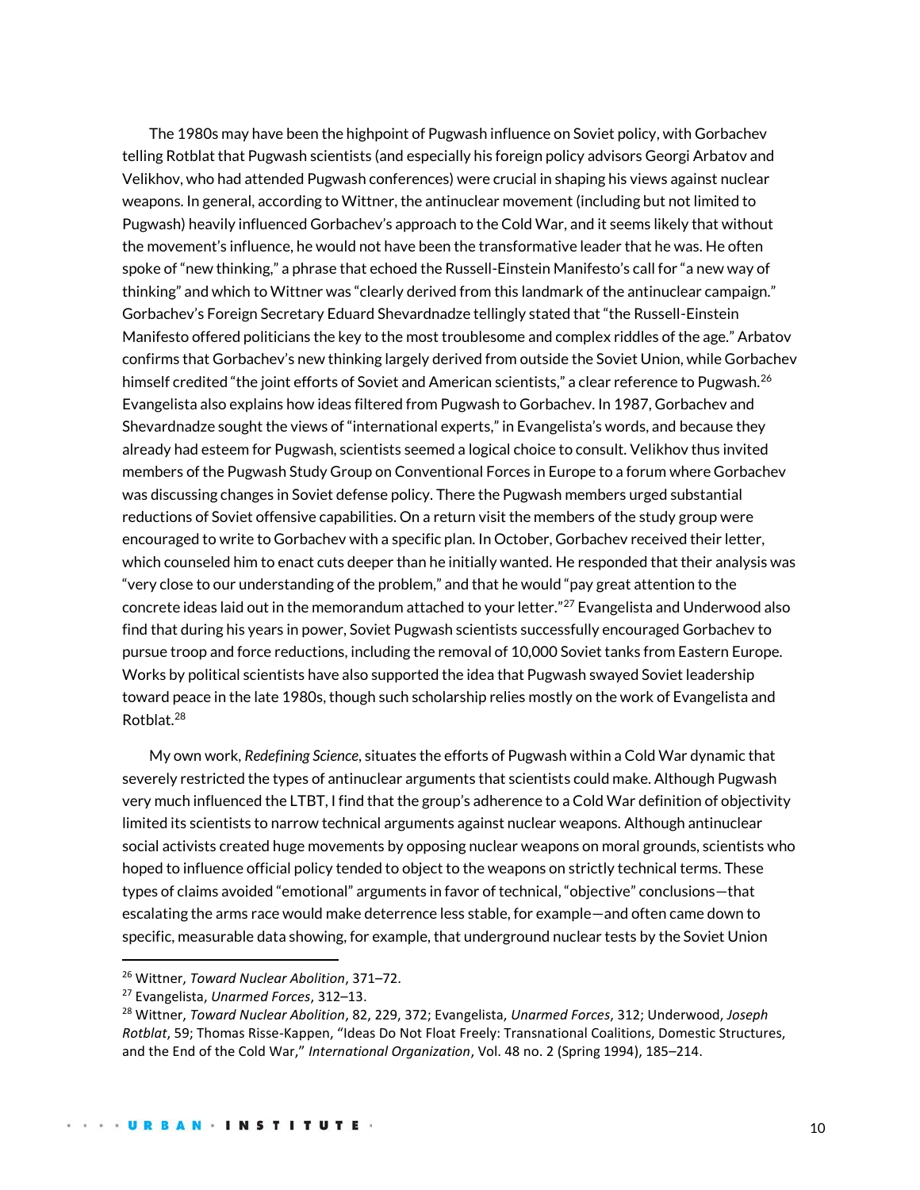The 1980s may have been the highpoint of Pugwash influence on Soviet policy, with Gorbachev telling Rotblat that Pugwash scientists (and especially his foreign policy advisors Georgi Arbatov and Velikhov, who had attended Pugwash conferences) were crucial in shaping his views against nuclear weapons. In general, according to Wittner, the antinuclear movement (including but not limited to Pugwash) heavily influenced Gorbachev's approach to the Cold War, and it seems likely that without the movement's influence, he would not have been the transformative leader that he was. He often spoke of "new thinking," a phrase that echoed the Russell-Einstein Manifesto's call for "a new way of thinking" and which to Wittner was "clearly derived from this landmark of the antinuclear campaign." Gorbachev's Foreign Secretary Eduard Shevardnadze tellingly stated that "the Russell-Einstein Manifesto offered politicians the key to the most troublesome and complex riddles of the age." Arbatov confirms that Gorbachev's new thinking largely derived from outside the Soviet Union, while Gorbachev himself credited "the joint efforts of Soviet and American scientists," a clear reference to Pugwash.[26] Evangelista also explains how ideas filtered from Pugwash to Gorbachev. In 1987, Gorbachev and Shevardnadze sought the views of "international experts," in Evangelista's words, and because they already had esteem for Pugwash, scientists seemed a logical choice to consult. Velikhov thus invited members of the Pugwash Study Group on Conventional Forces in Europe to a forum where Gorbachev was discussing changes in Soviet defense policy. There the Pugwash members urged substantial reductions of Soviet offensive capabilities. On a return visit the members of the study group were encouraged to write to Gorbachev with a specific plan. In October, Gorbachev received their letter, which counseled him to enact cuts deeper than he initially wanted. He responded that their analysis was "very close to our understanding of the problem," and that he would "pay great attention to the concrete ideas laid out in the memorandum attached to your letter."[27] Evangelista and Underwood also find that during his years in power, Soviet Pugwash scientists successfully encouraged Gorbachev to pursue troop and force reductions, including the removal of 10,000 Soviet tanks from Eastern Europe. Works by political scientists have also supported the idea that Pugwash swayed Soviet leadership toward peace in the late 1980s, though such scholarship relies mostly on the work of Evangelista and Rotblat.[28]

My own work, *Redefining Science*, situates the efforts of Pugwash within a Cold War dynamic that severely restricted the types of antinuclear arguments that scientists could make. Although Pugwash very much influenced the LTBT, I find that the group's adherence to a Cold War definition of objectivity limited its scientists to narrow technical arguments against nuclear weapons. Although antinuclear social activists created huge movements by opposing nuclear weapons on moral grounds, scientists who hoped to influence official policy tended to object to the weapons on strictly technical terms. These types of claims avoided "emotional" arguments in favor of technical, "objective" conclusions—that escalating the arms race would make deterrence less stable, for example—and often came down to specific, measurable data showing, for example, that underground nuclear tests by the Soviet Union

---

[26] Wittner, *Toward Nuclear Abolition*, 371–72.

[27] Evangelista, *Unarmed Forces*, 312–13.

[28] Wittner, *Toward Nuclear Abolition*, 82, 229, 372; Evangelista, *Unarmed Forces*, 312; Underwood, *Joseph Rotblat*, 59; Thomas Risse-Kappen, "Ideas Do Not Float Freely: Transnational Coalitions, Domestic Structures, and the End of the Cold War," *International Organization*, Vol. 48 no. 2 (Spring 1994), 185–214.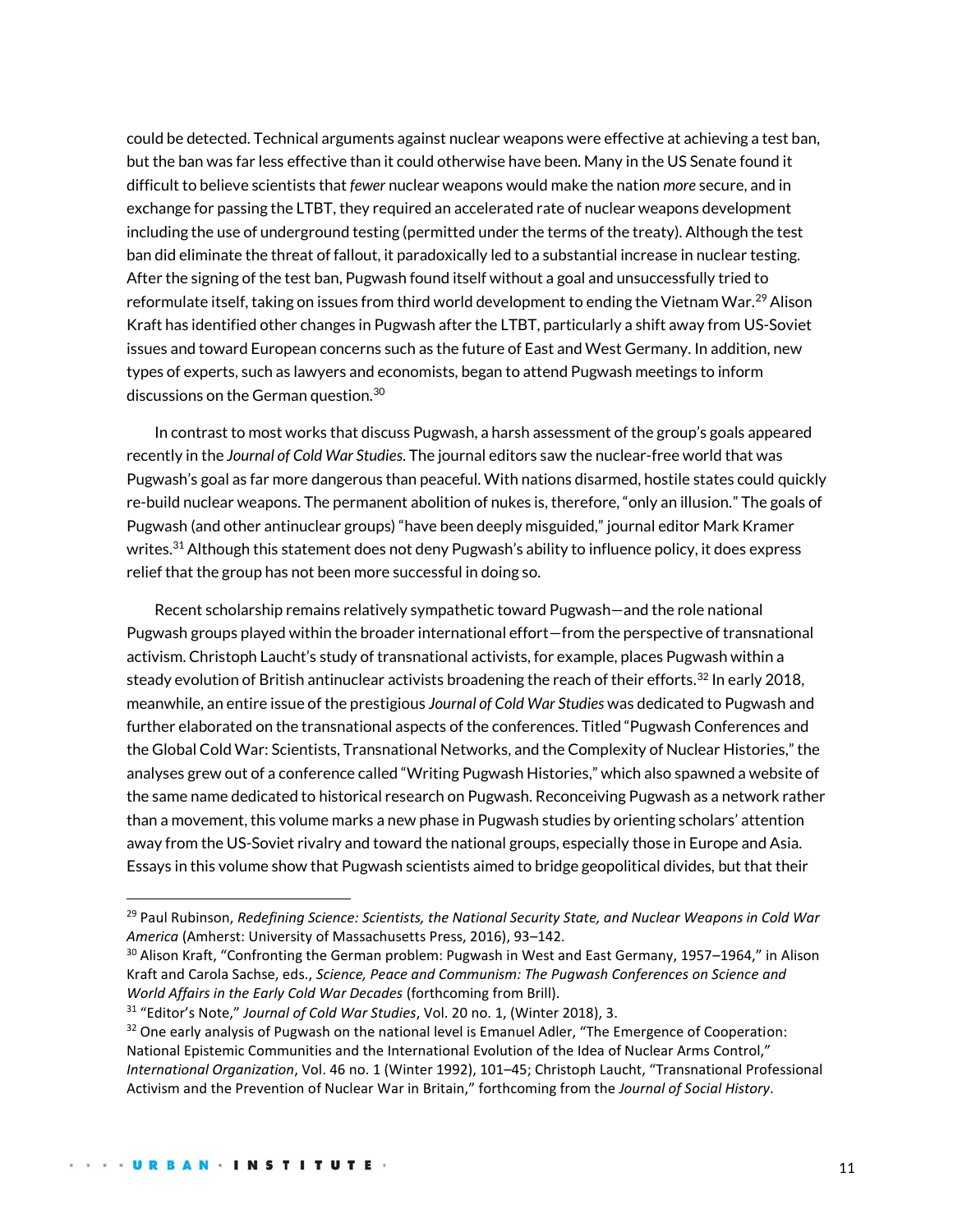could be detected. Technical arguments against nuclear weapons were effective at achieving a test ban, but the ban was far less effective than it could otherwise have been. Many in the US Senate found it difficult to believe scientists that *fewer* nuclear weapons would make the nation *more* secure, and in exchange for passing the LTBT, they required an accelerated rate of nuclear weapons development including the use of underground testing (permitted under the terms of the treaty). Although the test ban did eliminate the threat of fallout, it paradoxically led to a substantial increase in nuclear testing. After the signing of the test ban, Pugwash found itself without a goal and unsuccessfully tried to reformulate itself, taking on issues from third world development to ending the Vietnam War.[29] Alison Kraft has identified other changes in Pugwash after the LTBT, particularly a shift away from US-Soviet issues and toward European concerns such as the future of East and West Germany. In addition, new types of experts, such as lawyers and economists, began to attend Pugwash meetings to inform discussions on the German question.[30]

In contrast to most works that discuss Pugwash, a harsh assessment of the group's goals appeared recently in the *Journal of Cold War Studies*. The journal editors saw the nuclear-free world that was Pugwash's goal as far more dangerous than peaceful. With nations disarmed, hostile states could quickly re-build nuclear weapons. The permanent abolition of nukes is, therefore, "only an illusion." The goals of Pugwash (and other antinuclear groups) "have been deeply misguided," journal editor Mark Kramer writes.[31] Although this statement does not deny Pugwash's ability to influence policy, it does express relief that the group has not been more successful in doing so.

Recent scholarship remains relatively sympathetic toward Pugwash—and the role national Pugwash groups played within the broader international effort—from the perspective of transnational activism. Christoph Laucht's study of transnational activists, for example, places Pugwash within a steady evolution of British antinuclear activists broadening the reach of their efforts.[32] In early 2018, meanwhile, an entire issue of the prestigious *Journal of Cold War Studies* was dedicated to Pugwash and further elaborated on the transnational aspects of the conferences. Titled "Pugwash Conferences and the Global Cold War: Scientists, Transnational Networks, and the Complexity of Nuclear Histories," the analyses grew out of a conference called "Writing Pugwash Histories," which also spawned a website of the same name dedicated to historical research on Pugwash. Reconceiving Pugwash as a network rather than a movement, this volume marks a new phase in Pugwash studies by orienting scholars' attention away from the US-Soviet rivalry and toward the national groups, especially those in Europe and Asia. Essays in this volume show that Pugwash scientists aimed to bridge geopolitical divides, but that their

---

[29] Paul Rubinson, *Redefining Science: Scientists, the National Security State, and Nuclear Weapons in Cold War America* (Amherst: University of Massachusetts Press, 2016), 93–142.

[30] Alison Kraft, "Confronting the German problem: Pugwash in West and East Germany, 1957–1964," in Alison Kraft and Carola Sachse, eds., *Science, Peace and Communism: The Pugwash Conferences on Science and World Affairs in the Early Cold War Decades* (forthcoming from Brill).

[31] "Editor's Note," *Journal of Cold War Studies*, Vol. 20 no. 1, (Winter 2018), 3.

[32] One early analysis of Pugwash on the national level is Emanuel Adler, "The Emergence of Cooperation: National Epistemic Communities and the International Evolution of the Idea of Nuclear Arms Control," *International Organization*, Vol. 46 no. 1 (Winter 1992), 101–45; Christoph Laucht, "Transnational Professional Activism and the Prevention of Nuclear War in Britain," forthcoming from the *Journal of Social History*.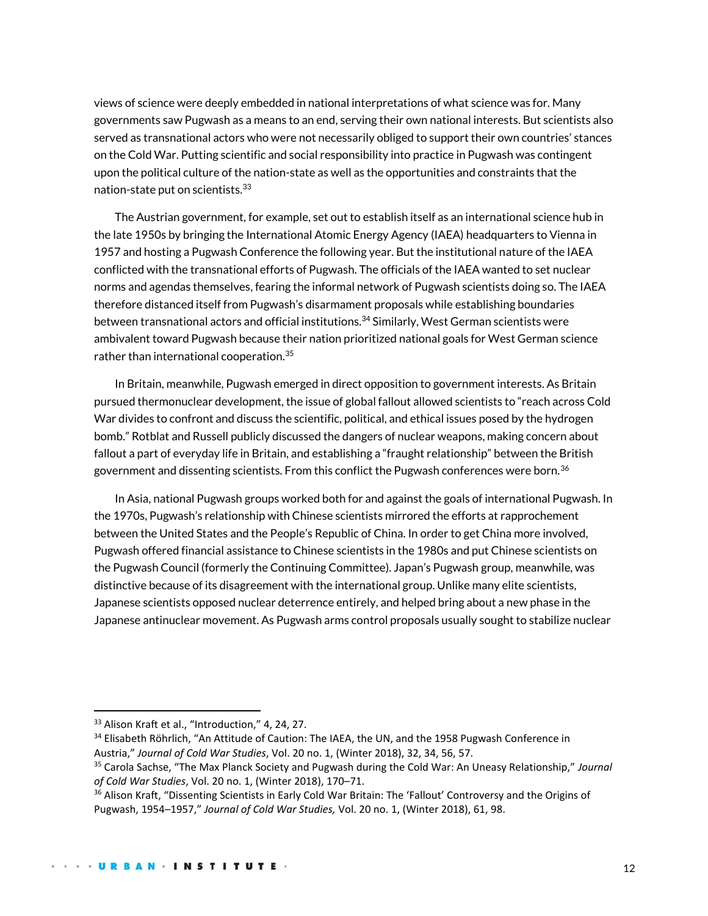views of science were deeply embedded in national interpretations of what science was for. Many governments saw Pugwash as a means to an end, serving their own national interests. But scientists also served as transnational actors who were not necessarily obliged to support their own countries' stances on the Cold War. Putting scientific and social responsibility into practice in Pugwash was contingent upon the political culture of the nation-state as well as the opportunities and constraints that the nation-state put on scientists.[33]

The Austrian government, for example, set out to establish itself as an international science hub in the late 1950s by bringing the International Atomic Energy Agency (IAEA) headquarters to Vienna in 1957 and hosting a Pugwash Conference the following year. But the institutional nature of the IAEA conflicted with the transnational efforts of Pugwash. The officials of the IAEA wanted to set nuclear norms and agendas themselves, fearing the informal network of Pugwash scientists doing so. The IAEA therefore distanced itself from Pugwash's disarmament proposals while establishing boundaries between transnational actors and official institutions.[34] Similarly, West German scientists were ambivalent toward Pugwash because their nation prioritized national goals for West German science rather than international cooperation.[35]

In Britain, meanwhile, Pugwash emerged in direct opposition to government interests. As Britain pursued thermonuclear development, the issue of global fallout allowed scientists to "reach across Cold War divides to confront and discuss the scientific, political, and ethical issues posed by the hydrogen bomb." Rotblat and Russell publicly discussed the dangers of nuclear weapons, making concern about fallout a part of everyday life in Britain, and establishing a "fraught relationship" between the British government and dissenting scientists. From this conflict the Pugwash conferences were born.[36]

In Asia, national Pugwash groups worked both for and against the goals of international Pugwash. In the 1970s, Pugwash's relationship with Chinese scientists mirrored the efforts at rapprochement between the United States and the People's Republic of China. In order to get China more involved, Pugwash offered financial assistance to Chinese scientists in the 1980s and put Chinese scientists on the Pugwash Council (formerly the Continuing Committee). Japan's Pugwash group, meanwhile, was distinctive because of its disagreement with the international group. Unlike many elite scientists, Japanese scientists opposed nuclear deterrence entirely, and helped bring about a new phase in the Japanese antinuclear movement. As Pugwash arms control proposals usually sought to stabilize nuclear

---

[33] Alison Kraft et al., "Introduction," 4, 24, 27.

[34] Elisabeth Röhrlich, "An Attitude of Caution: The IAEA, the UN, and the 1958 Pugwash Conference in Austria," *Journal of Cold War Studies*, Vol. 20 no. 1, (Winter 2018), 32, 34, 56, 57.

[35] Carola Sachse, "The Max Planck Society and Pugwash during the Cold War: An Uneasy Relationship," *Journal of Cold War Studies*, Vol. 20 no. 1, (Winter 2018), 170–71.

[36] Alison Kraft, "Dissenting Scientists in Early Cold War Britain: The 'Fallout' Controversy and the Origins of Pugwash, 1954–1957," *Journal of Cold War Studies,* Vol. 20 no. 1, (Winter 2018), 61, 98.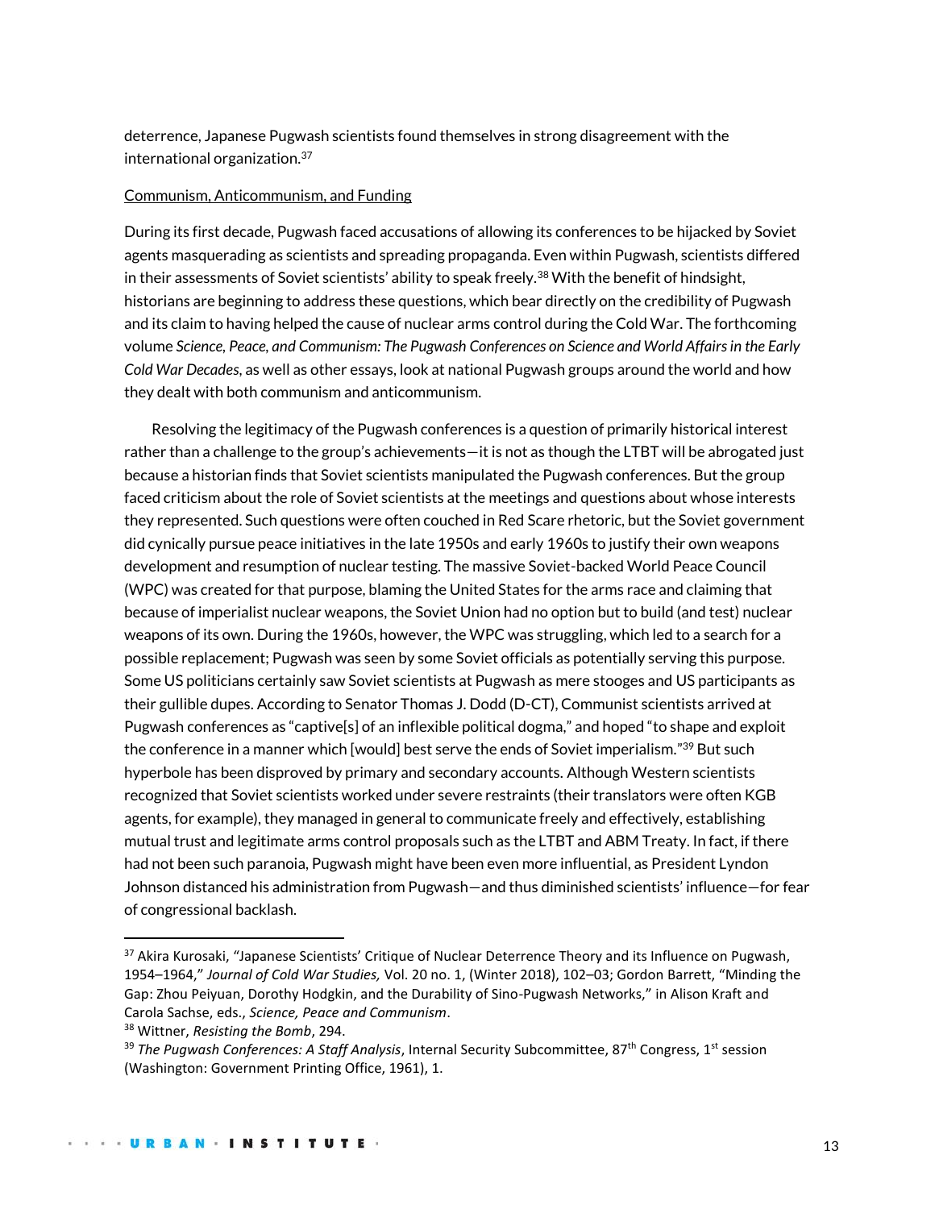deterrence, Japanese Pugwash scientists found themselves in strong disagreement with the international organization.[37]

Communism, Anticommunism, and Funding

During its first decade, Pugwash faced accusations of allowing its conferences to be hijacked by Soviet agents masquerading as scientists and spreading propaganda. Even within Pugwash, scientists differed in their assessments of Soviet scientists' ability to speak freely.[38] With the benefit of hindsight, historians are beginning to address these questions, which bear directly on the credibility of Pugwash and its claim to having helped the cause of nuclear arms control during the Cold War. The forthcoming volume *Science, Peace, and Communism: The Pugwash Conferences on Science and World Affairs in the Early Cold War Decades*, as well as other essays, look at national Pugwash groups around the world and how they dealt with both communism and anticommunism.

Resolving the legitimacy of the Pugwash conferences is a question of primarily historical interest rather than a challenge to the group's achievements—it is not as though the LTBT will be abrogated just because a historian finds that Soviet scientists manipulated the Pugwash conferences. But the group faced criticism about the role of Soviet scientists at the meetings and questions about whose interests they represented. Such questions were often couched in Red Scare rhetoric, but the Soviet government did cynically pursue peace initiatives in the late 1950s and early 1960s to justify their own weapons development and resumption of nuclear testing. The massive Soviet-backed World Peace Council (WPC) was created for that purpose, blaming the United States for the arms race and claiming that because of imperialist nuclear weapons, the Soviet Union had no option but to build (and test) nuclear weapons of its own. During the 1960s, however, the WPC was struggling, which led to a search for a possible replacement; Pugwash was seen by some Soviet officials as potentially serving this purpose. Some US politicians certainly saw Soviet scientists at Pugwash as mere stooges and US participants as their gullible dupes. According to Senator Thomas J. Dodd (D-CT), Communist scientists arrived at Pugwash conferences as "captive[s] of an inflexible political dogma," and hoped "to shape and exploit the conference in a manner which [would] best serve the ends of Soviet imperialism."[39] But such hyperbole has been disproved by primary and secondary accounts. Although Western scientists recognized that Soviet scientists worked under severe restraints (their translators were often KGB agents, for example), they managed in general to communicate freely and effectively, establishing mutual trust and legitimate arms control proposals such as the LTBT and ABM Treaty. In fact, if there had not been such paranoia, Pugwash might have been even more influential, as President Lyndon Johnson distanced his administration from Pugwash—and thus diminished scientists' influence—for fear of congressional backlash.

---

[37] Akira Kurosaki, "Japanese Scientists' Critique of Nuclear Deterrence Theory and its Influence on Pugwash, 1954–1964," *Journal of Cold War Studies,* Vol. 20 no. 1, (Winter 2018), 102–03; Gordon Barrett, "Minding the Gap: Zhou Peiyuan, Dorothy Hodgkin, and the Durability of Sino-Pugwash Networks," in Alison Kraft and Carola Sachse, eds., *Science, Peace and Communism*.

[38] Wittner, *Resisting the Bomb*, 294.

[39] *The Pugwash Conferences: A Staff Analysis*, Internal Security Subcommittee, 87th Congress, 1st session (Washington: Government Printing Office, 1961), 1.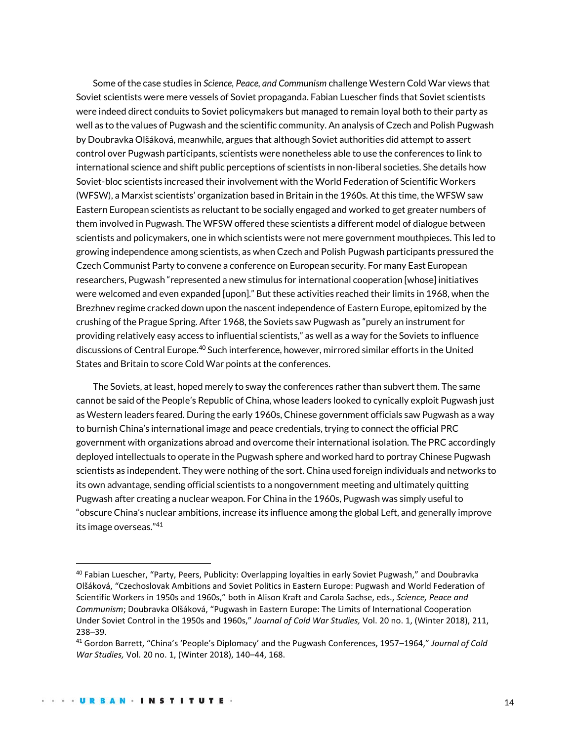Some of the case studies in *Science, Peace, and Communism* challenge Western Cold War views that Soviet scientists were mere vessels of Soviet propaganda. Fabian Luescher finds that Soviet scientists were indeed direct conduits to Soviet policymakers but managed to remain loyal both to their party as well as to the values of Pugwash and the scientific community. An analysis of Czech and Polish Pugwash by Doubravka Olšáková, meanwhile, argues that although Soviet authorities did attempt to assert control over Pugwash participants, scientists were nonetheless able to use the conferences to link to international science and shift public perceptions of scientists in non-liberal societies. She details how Soviet-bloc scientists increased their involvement with the World Federation of Scientific Workers (WFSW), a Marxist scientists' organization based in Britain in the 1960s. At this time, the WFSW saw Eastern European scientists as reluctant to be socially engaged and worked to get greater numbers of them involved in Pugwash. The WFSW offered these scientists a different model of dialogue between scientists and policymakers, one in which scientists were not mere government mouthpieces. This led to growing independence among scientists, as when Czech and Polish Pugwash participants pressured the Czech Communist Party to convene a conference on European security. For many East European researchers, Pugwash "represented a new stimulus for international cooperation [whose] initiatives were welcomed and even expanded [upon]." But these activities reached their limits in 1968, when the Brezhnev regime cracked down upon the nascent independence of Eastern Europe, epitomized by the crushing of the Prague Spring. After 1968, the Soviets saw Pugwash as "purely an instrument for providing relatively easy access to influential scientists," as well as a way for the Soviets to influence discussions of Central Europe.[40] Such interference, however, mirrored similar efforts in the United States and Britain to score Cold War points at the conferences.

The Soviets, at least, hoped merely to sway the conferences rather than subvert them. The same cannot be said of the People's Republic of China, whose leaders looked to cynically exploit Pugwash just as Western leaders feared. During the early 1960s, Chinese government officials saw Pugwash as a way to burnish China's international image and peace credentials, trying to connect the official PRC government with organizations abroad and overcome their international isolation. The PRC accordingly deployed intellectuals to operate in the Pugwash sphere and worked hard to portray Chinese Pugwash scientists as independent. They were nothing of the sort. China used foreign individuals and networks to its own advantage, sending official scientists to a nongovernment meeting and ultimately quitting Pugwash after creating a nuclear weapon. For China in the 1960s, Pugwash was simply useful to "obscure China's nuclear ambitions, increase its influence among the global Left, and generally improve its image overseas."[41]

---

[40] Fabian Luescher, "Party, Peers, Publicity: Overlapping loyalties in early Soviet Pugwash," and Doubravka Olšáková, "Czechoslovak Ambitions and Soviet Politics in Eastern Europe: Pugwash and World Federation of Scientific Workers in 1950s and 1960s," both in Alison Kraft and Carola Sachse, eds., *Science, Peace and Communism*; Doubravka Olšáková, "Pugwash in Eastern Europe: The Limits of International Cooperation Under Soviet Control in the 1950s and 1960s," *Journal of Cold War Studies,* Vol. 20 no. 1, (Winter 2018), 211, 238–39.

[41] Gordon Barrett, "China's 'People's Diplomacy' and the Pugwash Conferences, 1957–1964," *Journal of Cold War Studies,* Vol. 20 no. 1, (Winter 2018), 140–44, 168.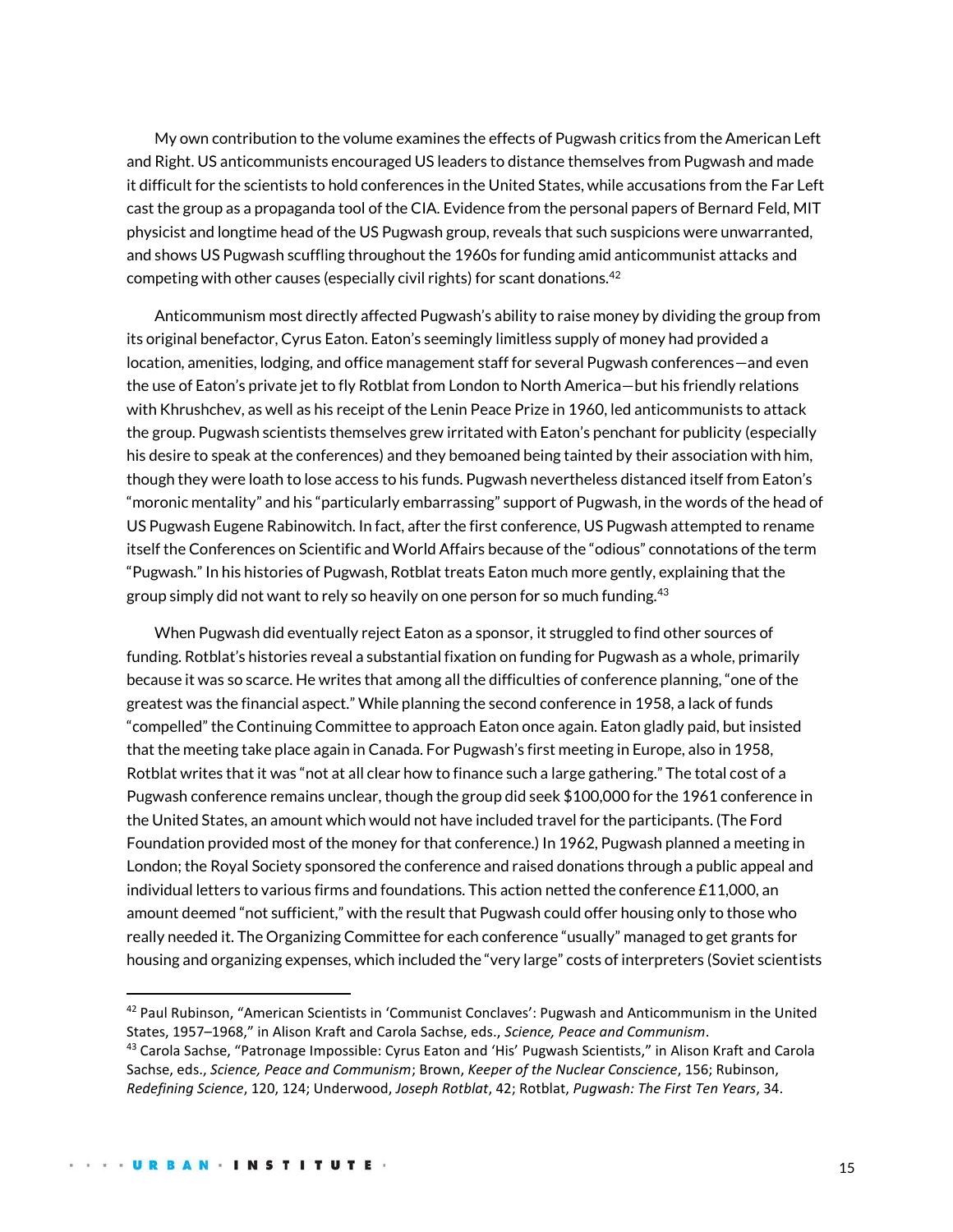My own contribution to the volume examines the effects of Pugwash critics from the American Left and Right. US anticommunists encouraged US leaders to distance themselves from Pugwash and made it difficult for the scientists to hold conferences in the United States, while accusations from the Far Left cast the group as a propaganda tool of the CIA. Evidence from the personal papers of Bernard Feld, MIT physicist and longtime head of the US Pugwash group, reveals that such suspicions were unwarranted, and shows US Pugwash scuffling throughout the 1960s for funding amid anticommunist attacks and competing with other causes (especially civil rights) for scant donations.[42]

Anticommunism most directly affected Pugwash's ability to raise money by dividing the group from its original benefactor, Cyrus Eaton. Eaton's seemingly limitless supply of money had provided a location, amenities, lodging, and office management staff for several Pugwash conferences—and even the use of Eaton's private jet to fly Rotblat from London to North America—but his friendly relations with Khrushchev, as well as his receipt of the Lenin Peace Prize in 1960, led anticommunists to attack the group. Pugwash scientists themselves grew irritated with Eaton's penchant for publicity (especially his desire to speak at the conferences) and they bemoaned being tainted by their association with him, though they were loath to lose access to his funds. Pugwash nevertheless distanced itself from Eaton's "moronic mentality" and his "particularly embarrassing" support of Pugwash, in the words of the head of US Pugwash Eugene Rabinowitch. In fact, after the first conference, US Pugwash attempted to rename itself the Conferences on Scientific and World Affairs because of the "odious" connotations of the term "Pugwash." In his histories of Pugwash, Rotblat treats Eaton much more gently, explaining that the group simply did not want to rely so heavily on one person for so much funding.[43]

When Pugwash did eventually reject Eaton as a sponsor, it struggled to find other sources of funding. Rotblat's histories reveal a substantial fixation on funding for Pugwash as a whole, primarily because it was so scarce. He writes that among all the difficulties of conference planning, "one of the greatest was the financial aspect." While planning the second conference in 1958, a lack of funds "compelled" the Continuing Committee to approach Eaton once again. Eaton gladly paid, but insisted that the meeting take place again in Canada. For Pugwash's first meeting in Europe, also in 1958, Rotblat writes that it was "not at all clear how to finance such a large gathering." The total cost of a Pugwash conference remains unclear, though the group did seek $100,000 for the 1961 conference in the United States, an amount which would not have included travel for the participants. (The Ford Foundation provided most of the money for that conference.) In 1962, Pugwash planned a meeting in London; the Royal Society sponsored the conference and raised donations through a public appeal and individual letters to various firms and foundations. This action netted the conference £11,000, an amount deemed "not sufficient," with the result that Pugwash could offer housing only to those who really needed it. The Organizing Committee for each conference "usually" managed to get grants for housing and organizing expenses, which included the "very large" costs of interpreters (Soviet scientists

---

[42] Paul Rubinson, "American Scientists in 'Communist Conclaves': Pugwash and Anticommunism in the United States, 1957–1968," in Alison Kraft and Carola Sachse, eds., *Science, Peace and Communism*.

[43] Carola Sachse, "Patronage Impossible: Cyrus Eaton and 'His' Pugwash Scientists," in Alison Kraft and Carola Sachse, eds., *Science, Peace and Communism*; Brown, *Keeper of the Nuclear Conscience*, 156; Rubinson, *Redefining Science*, 120, 124; Underwood, *Joseph Rotblat*, 42; Rotblat, *Pugwash: The First Ten Years*, 34.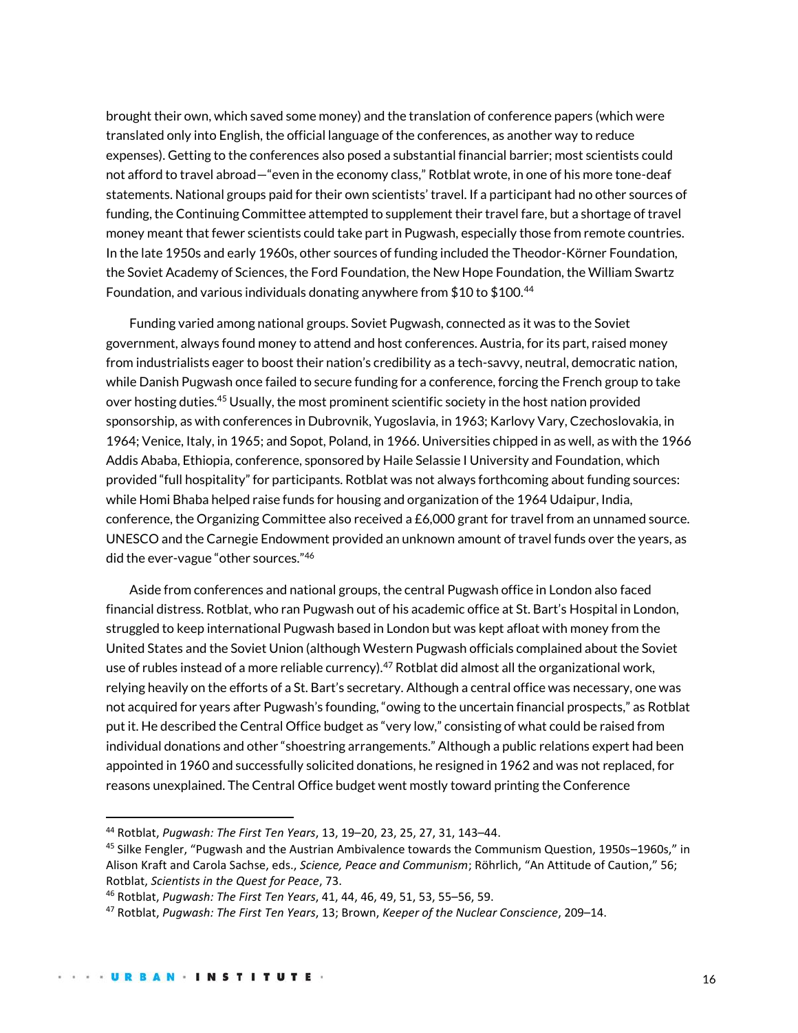brought their own, which saved some money) and the translation of conference papers (which were translated only into English, the official language of the conferences, as another way to reduce expenses). Getting to the conferences also posed a substantial financial barrier; most scientists could not afford to travel abroad—"even in the economy class," Rotblat wrote, in one of his more tone-deaf statements. National groups paid for their own scientists' travel. If a participant had no other sources of funding, the Continuing Committee attempted to supplement their travel fare, but a shortage of travel money meant that fewer scientists could take part in Pugwash, especially those from remote countries. In the late 1950s and early 1960s, other sources of funding included the Theodor-Körner Foundation, the Soviet Academy of Sciences, the Ford Foundation, the New Hope Foundation, the William Swartz Foundation, and various individuals donating anywhere from $10 to $100.[44]

Funding varied among national groups. Soviet Pugwash, connected as it was to the Soviet government, always found money to attend and host conferences. Austria, for its part, raised money from industrialists eager to boost their nation's credibility as a tech-savvy, neutral, democratic nation, while Danish Pugwash once failed to secure funding for a conference, forcing the French group to take over hosting duties.[45] Usually, the most prominent scientific society in the host nation provided sponsorship, as with conferences in Dubrovnik, Yugoslavia, in 1963; Karlovy Vary, Czechoslovakia, in 1964; Venice, Italy, in 1965; and Sopot, Poland, in 1966. Universities chipped in as well, as with the 1966 Addis Ababa, Ethiopia, conference, sponsored by Haile Selassie I University and Foundation, which provided "full hospitality" for participants. Rotblat was not always forthcoming about funding sources: while Homi Bhaba helped raise funds for housing and organization of the 1964 Udaipur, India, conference, the Organizing Committee also received a £6,000 grant for travel from an unnamed source. UNESCO and the Carnegie Endowment provided an unknown amount of travel funds over the years, as did the ever-vague "other sources."[46]

Aside from conferences and national groups, the central Pugwash office in London also faced financial distress. Rotblat, who ran Pugwash out of his academic office at St. Bart's Hospital in London, struggled to keep international Pugwash based in London but was kept afloat with money from the United States and the Soviet Union (although Western Pugwash officials complained about the Soviet use of rubles instead of a more reliable currency).[47] Rotblat did almost all the organizational work, relying heavily on the efforts of a St. Bart's secretary. Although a central office was necessary, one was not acquired for years after Pugwash's founding, "owing to the uncertain financial prospects," as Rotblat put it. He described the Central Office budget as "very low," consisting of what could be raised from individual donations and other "shoestring arrangements." Although a public relations expert had been appointed in 1960 and successfully solicited donations, he resigned in 1962 and was not replaced, for reasons unexplained. The Central Office budget went mostly toward printing the Conference

---

[44] Rotblat, *Pugwash: The First Ten Years*, 13, 19–20, 23, 25, 27, 31, 143–44.

[45] Silke Fengler, "Pugwash and the Austrian Ambivalence towards the Communism Question, 1950s–1960s," in Alison Kraft and Carola Sachse, eds., *Science, Peace and Communism*; Röhrlich, "An Attitude of Caution," 56; Rotblat, *Scientists in the Quest for Peace*, 73.

[46] Rotblat, *Pugwash: The First Ten Years*, 41, 44, 46, 49, 51, 53, 55–56, 59.

[47] Rotblat, *Pugwash: The First Ten Years*, 13; Brown, *Keeper of the Nuclear Conscience*, 209–14.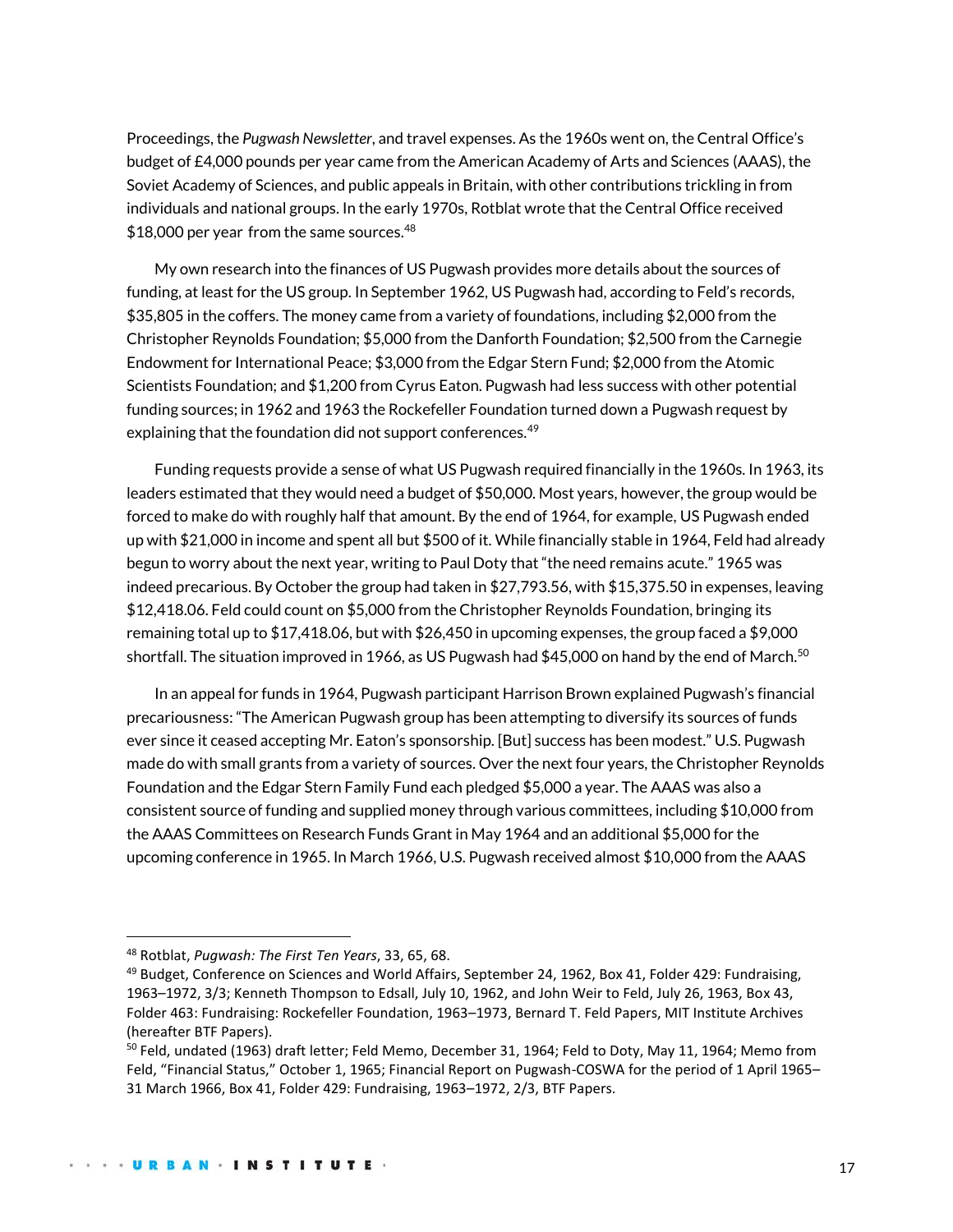Proceedings, the *Pugwash Newsletter*, and travel expenses. As the 1960s went on, the Central Office's budget of £4,000 pounds per year came from the American Academy of Arts and Sciences (AAAS), the Soviet Academy of Sciences, and public appeals in Britain, with other contributions trickling in from individuals and national groups. In the early 1970s, Rotblat wrote that the Central Office received $18,000 per year from the same sources.[48]

My own research into the finances of US Pugwash provides more details about the sources of funding, at least for the US group. In September 1962, US Pugwash had, according to Feld's records, $35,805 in the coffers. The money came from a variety of foundations, including $2,000 from the Christopher Reynolds Foundation; $5,000 from the Danforth Foundation; $2,500 from the Carnegie Endowment for International Peace; $3,000 from the Edgar Stern Fund; $2,000 from the Atomic Scientists Foundation; and $1,200 from Cyrus Eaton. Pugwash had less success with other potential funding sources; in 1962 and 1963 the Rockefeller Foundation turned down a Pugwash request by explaining that the foundation did not support conferences.[49]

Funding requests provide a sense of what US Pugwash required financially in the 1960s. In 1963, its leaders estimated that they would need a budget of $50,000. Most years, however, the group would be forced to make do with roughly half that amount. By the end of 1964, for example, US Pugwash ended up with $21,000 in income and spent all but $500 of it. While financially stable in 1964, Feld had already begun to worry about the next year, writing to Paul Doty that "the need remains acute." 1965 was indeed precarious. By October the group had taken in $27,793.56, with $15,375.50 in expenses, leaving $12,418.06. Feld could count on $5,000 from the Christopher Reynolds Foundation, bringing its remaining total up to $17,418.06, but with $26,450 in upcoming expenses, the group faced a $9,000 shortfall. The situation improved in 1966, as US Pugwash had $45,000 on hand by the end of March.[50]

In an appeal for funds in 1964, Pugwash participant Harrison Brown explained Pugwash's financial precariousness: "The American Pugwash group has been attempting to diversify its sources of funds ever since it ceased accepting Mr. Eaton's sponsorship. [But] success has been modest." U.S. Pugwash made do with small grants from a variety of sources. Over the next four years, the Christopher Reynolds Foundation and the Edgar Stern Family Fund each pledged $5,000 a year. The AAAS was also a consistent source of funding and supplied money through various committees, including $10,000 from the AAAS Committees on Research Funds Grant in May 1964 and an additional $5,000 for the upcoming conference in 1965. In March 1966, U.S. Pugwash received almost $10,000 from the AAAS

---

[48] Rotblat, *Pugwash: The First Ten Years*, 33, 65, 68.

[49] Budget, Conference on Sciences and World Affairs, September 24, 1962, Box 41, Folder 429: Fundraising, 1963–1972, 3/3; Kenneth Thompson to Edsall, July 10, 1962, and John Weir to Feld, July 26, 1963, Box 43, Folder 463: Fundraising: Rockefeller Foundation, 1963–1973, Bernard T. Feld Papers, MIT Institute Archives (hereafter BTF Papers).

[50] Feld, undated (1963) draft letter; Feld Memo, December 31, 1964; Feld to Doty, May 11, 1964; Memo from Feld, "Financial Status," October 1, 1965; Financial Report on Pugwash-COSWA for the period of 1 April 1965–31 March 1966, Box 41, Folder 429: Fundraising, 1963–1972, 2/3, BTF Papers.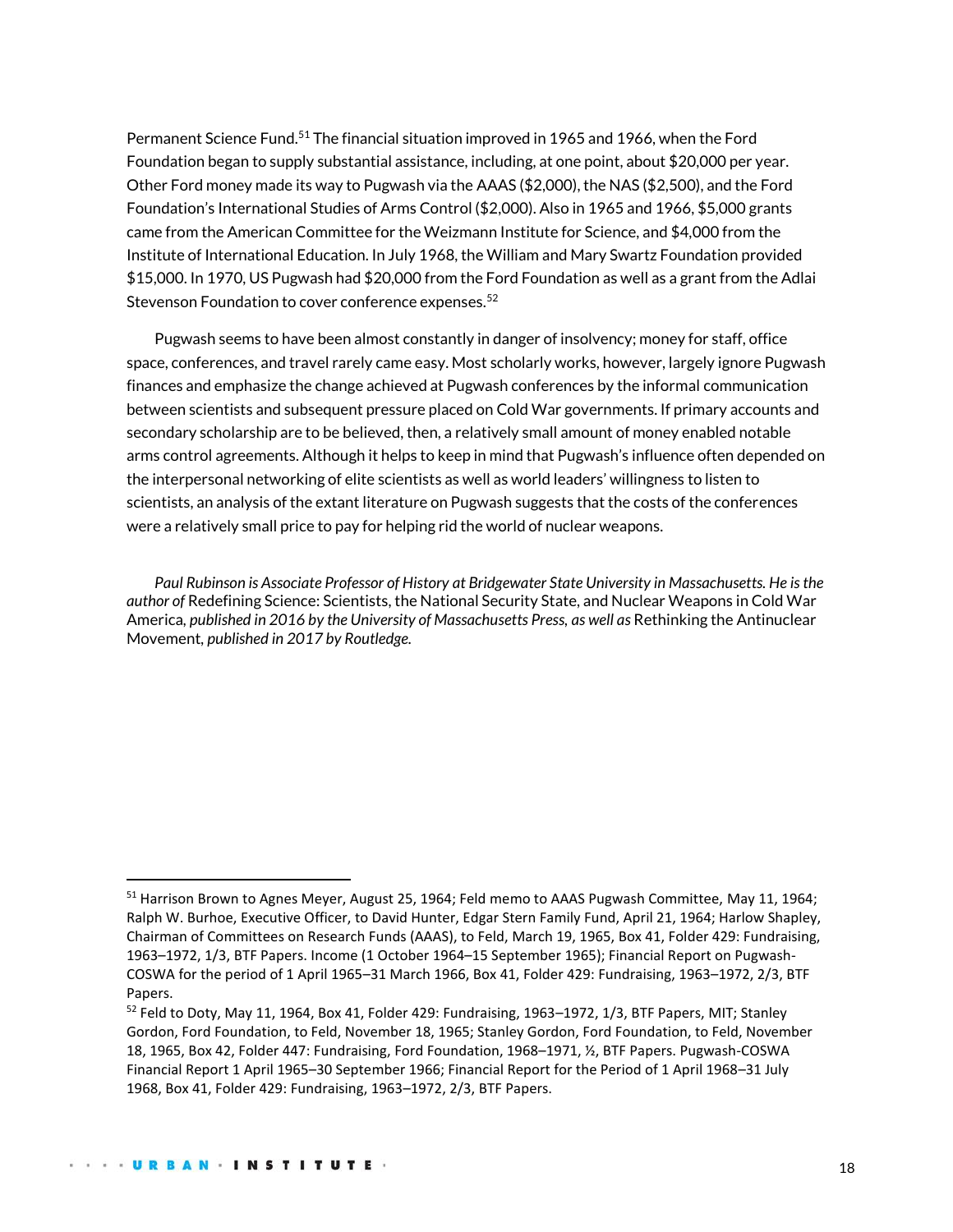Permanent Science Fund.[51] The financial situation improved in 1965 and 1966, when the Ford Foundation began to supply substantial assistance, including, at one point, about $20,000 per year. Other Ford money made its way to Pugwash via the AAAS ($2,000), the NAS ($2,500), and the Ford Foundation's International Studies of Arms Control ($2,000). Also in 1965 and 1966, $5,000 grants came from the American Committee for the Weizmann Institute for Science, and $4,000 from the Institute of International Education. In July 1968, the William and Mary Swartz Foundation provided $15,000. In 1970, US Pugwash had $20,000 from the Ford Foundation as well as a grant from the Adlai Stevenson Foundation to cover conference expenses.[52]

Pugwash seems to have been almost constantly in danger of insolvency; money for staff, office space, conferences, and travel rarely came easy. Most scholarly works, however, largely ignore Pugwash finances and emphasize the change achieved at Pugwash conferences by the informal communication between scientists and subsequent pressure placed on Cold War governments. If primary accounts and secondary scholarship are to be believed, then, a relatively small amount of money enabled notable arms control agreements. Although it helps to keep in mind that Pugwash's influence often depended on the interpersonal networking of elite scientists as well as world leaders' willingness to listen to scientists, an analysis of the extant literature on Pugwash suggests that the costs of the conferences were a relatively small price to pay for helping rid the world of nuclear weapons.

*Paul Rubinson is Associate Professor of History at Bridgewater State University in Massachusetts. He is the author of* Redefining Science: Scientists, the National Security State, and Nuclear Weapons in Cold War America, *published in 2016 by the University of Massachusetts Press, as well as* Rethinking the Antinuclear Movement, *published in 2017 by Routledge.*

---

[51] Harrison Brown to Agnes Meyer, August 25, 1964; Feld memo to AAAS Pugwash Committee, May 11, 1964; Ralph W. Burhoe, Executive Officer, to David Hunter, Edgar Stern Family Fund, April 21, 1964; Harlow Shapley, Chairman of Committees on Research Funds (AAAS), to Feld, March 19, 1965, Box 41, Folder 429: Fundraising, 1963–1972, 1/3, BTF Papers. Income (1 October 1964–15 September 1965); Financial Report on Pugwash-COSWA for the period of 1 April 1965–31 March 1966, Box 41, Folder 429: Fundraising, 1963–1972, 2/3, BTF Papers.

[52] Feld to Doty, May 11, 1964, Box 41, Folder 429: Fundraising, 1963–1972, 1/3, BTF Papers, MIT; Stanley Gordon, Ford Foundation, to Feld, November 18, 1965; Stanley Gordon, Ford Foundation, to Feld, November 18, 1965, Box 42, Folder 447: Fundraising, Ford Foundation, 1968–1971, ½, BTF Papers. Pugwash-COSWA Financial Report 1 April 1965–30 September 1966; Financial Report for the Period of 1 April 1968–31 July 1968, Box 41, Folder 429: Fundraising, 1963–1972, 2/3, BTF Papers.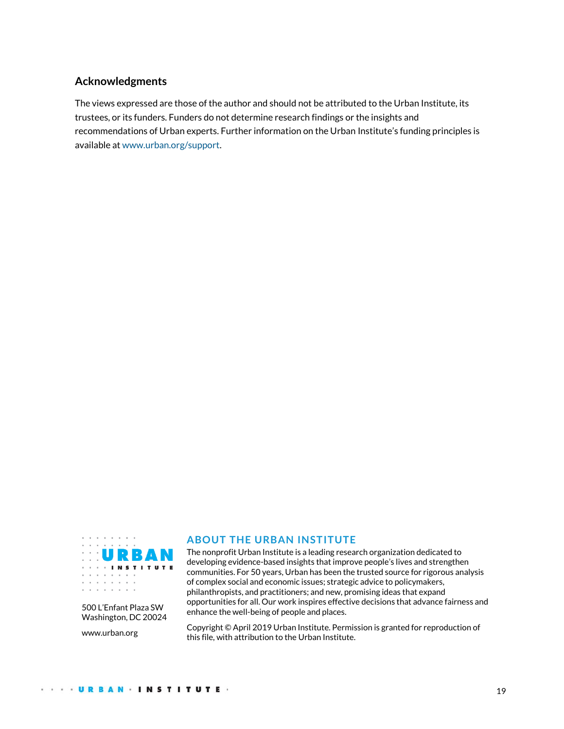## Acknowledgments

The views expressed are those of the author and should not be attributed to the Urban Institute, its trustees, or its funders. Funders do not determine research findings or the insights and recommendations of Urban experts. Further information on the Urban Institute's funding principles is available at www.urban.org/support.

URBAN INSTITUTE

500 L'Enfant Plaza SW
Washington, DC 20024

www.urban.org

### ABOUT THE URBAN INSTITUTE

The nonprofit Urban Institute is a leading research organization dedicated to developing evidence-based insights that improve people's lives and strengthen communities. For 50 years, Urban has been the trusted source for rigorous analysis of complex social and economic issues; strategic advice to policymakers, philanthropists, and practitioners; and new, promising ideas that expand opportunities for all. Our work inspires effective decisions that advance fairness and enhance the well-being of people and places.

Copyright © April 2019 Urban Institute. Permission is granted for reproduction of this file, with attribution to the Urban Institute.